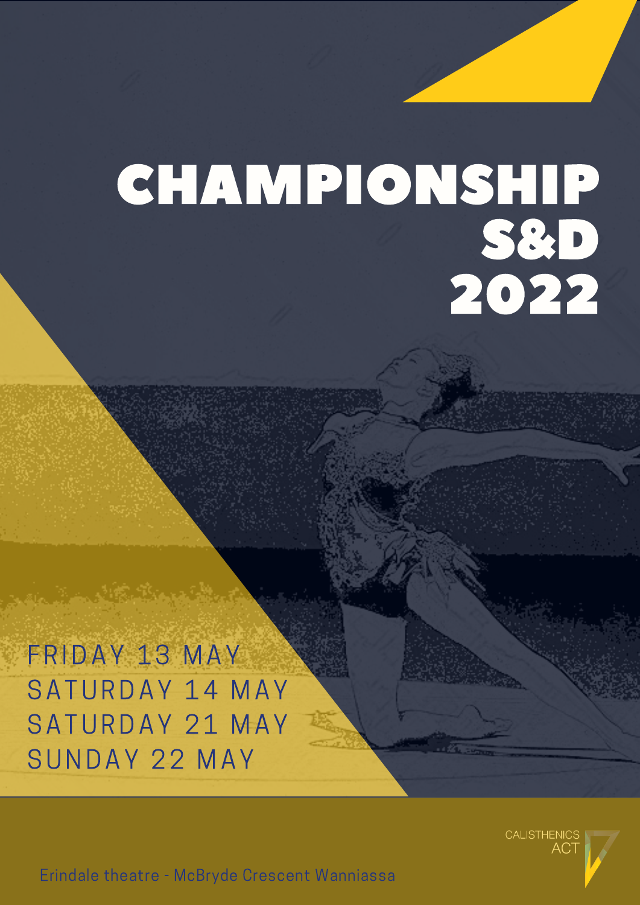# CHAMPIONSHIP S&D 2022

FRIDAY 13 MAY
SATURDAY 14 MAY
SATURDAY 21 MAY
SUNDAY 22 MAY

Erindale theatre - McBryde Crescent Wanniassa

CALISTHENICS ACT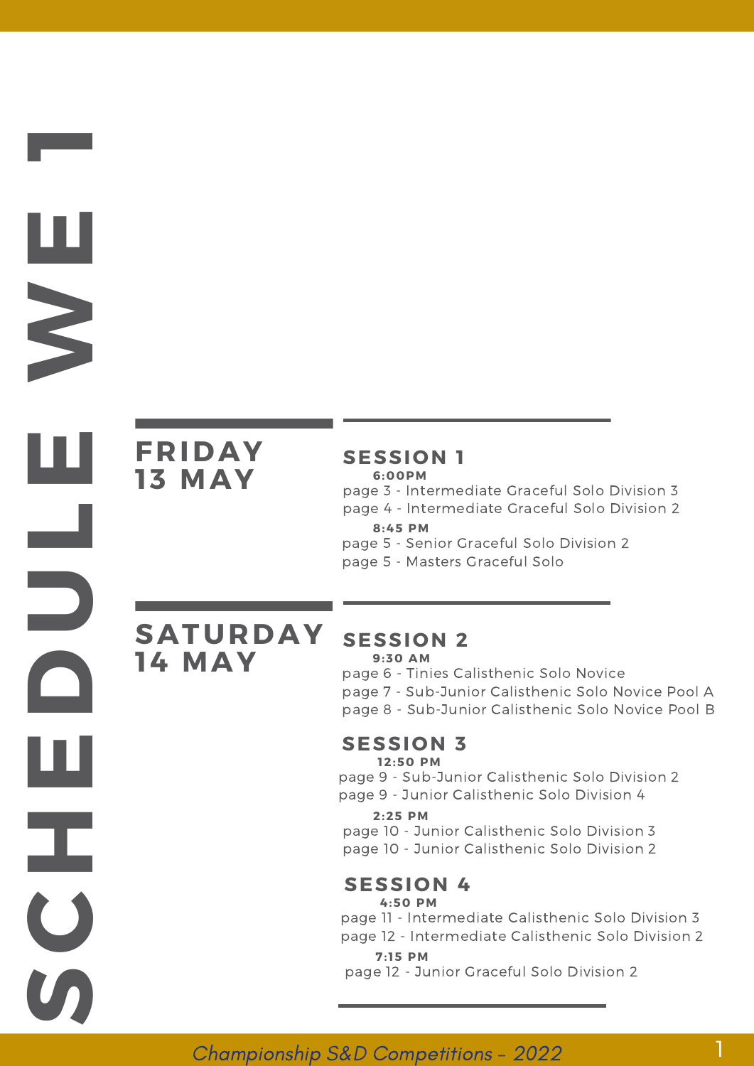# SCHEDULE WE 1

## FRIDAY 13 MAY

### SESSION 1

**6:00PM**

page 3 - Intermediate Graceful Solo Division 3
page 4 - Intermediate Graceful Solo Division 2

**8:45 PM**

page 5 - Senior Graceful Solo Division 2
page 5 - Masters Graceful Solo

## SATURDAY 14 MAY

### SESSION 2

**9:30 AM**

page 6 - Tinies Calisthenic Solo Novice
page 7 - Sub-Junior Calisthenic Solo Novice Pool A
page 8 - Sub-Junior Calisthenic Solo Novice Pool B

### SESSION 3

**12:50 PM**

page 9 - Sub-Junior Calisthenic Solo Division 2
page 9 - Junior Calisthenic Solo Division 4

**2:25 PM**

page 10 - Junior Calisthenic Solo Division 3
page 10 - Junior Calisthenic Solo Division 2

### SESSION 4

**4:50 PM**

page 11 - Intermediate Calisthenic Solo Division 3
page 12 - Intermediate Calisthenic Solo Division 2

**7:15 PM**

page 12 - Junior Graceful Solo Division 2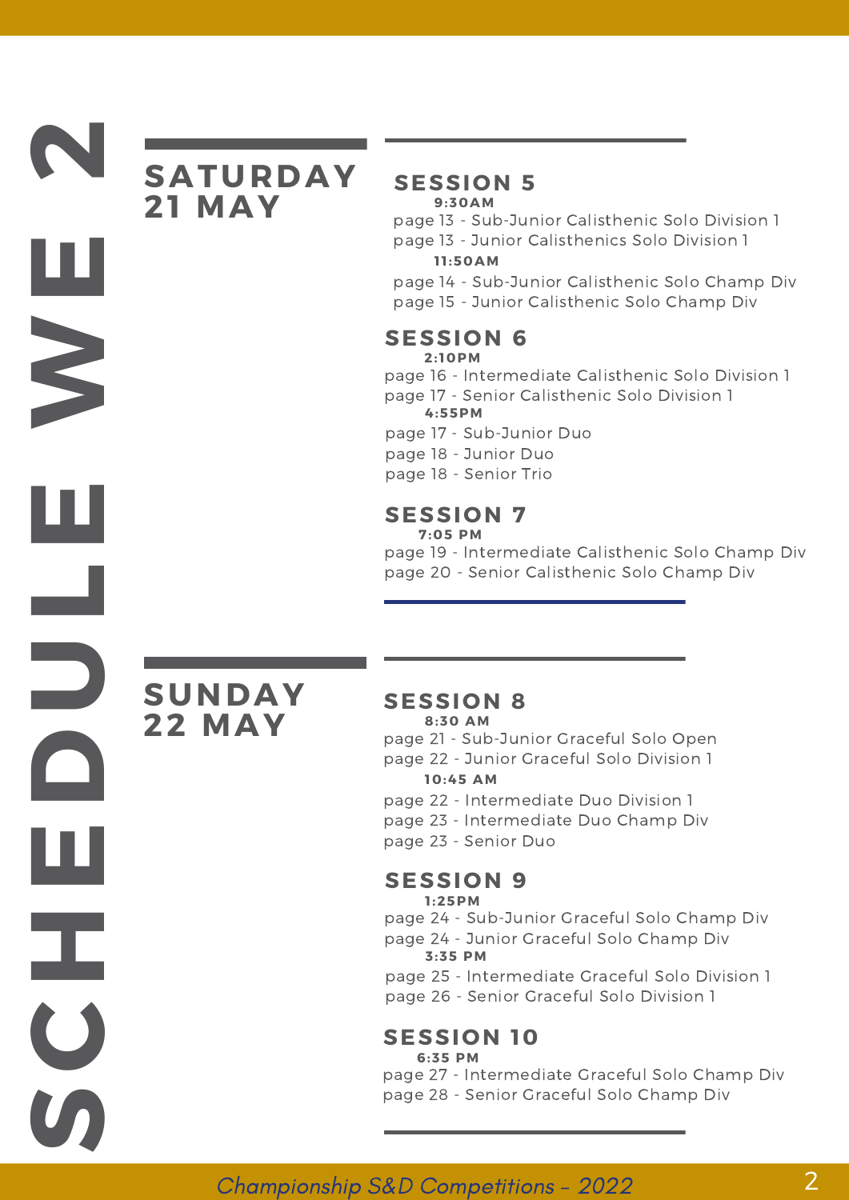# SCHEDULE WE 2

## SATURDAY 21 MAY

### SESSION 5

**9:30AM**

page 13 - Sub-Junior Calisthenic Solo Division 1
page 13 - Junior Calisthenics Solo Division 1

**11:50AM**

page 14 - Sub-Junior Calisthenic Solo Champ Div
page 15 - Junior Calisthenic Solo Champ Div

### SESSION 6

**2:10PM**

page 16 - Intermediate Calisthenic Solo Division 1
page 17 - Senior Calisthenic Solo Division 1

**4:55PM**

page 17 - Sub-Junior Duo
page 18 - Junior Duo
page 18 - Senior Trio

### SESSION 7

**7:05 PM**

page 19 - Intermediate Calisthenic Solo Champ Div
page 20 - Senior Calisthenic Solo Champ Div

## SUNDAY 22 MAY

### SESSION 8

**8:30 AM**

page 21 - Sub-Junior Graceful Solo Open
page 22 - Junior Graceful Solo Division 1

**10:45 AM**

page 22 - Intermediate Duo Division 1
page 23 - Intermediate Duo Champ Div
page 23 - Senior Duo

### SESSION 9

**1:25PM**

page 24 - Sub-Junior Graceful Solo Champ Div
page 24 - Junior Graceful Solo Champ Div

**3:35 PM**

page 25 - Intermediate Graceful Solo Division 1
page 26 - Senior Graceful Solo Division 1

### SESSION 10

**6:35 PM**

page 27 - Intermediate Graceful Solo Champ Div
page 28 - Senior Graceful Solo Champ Div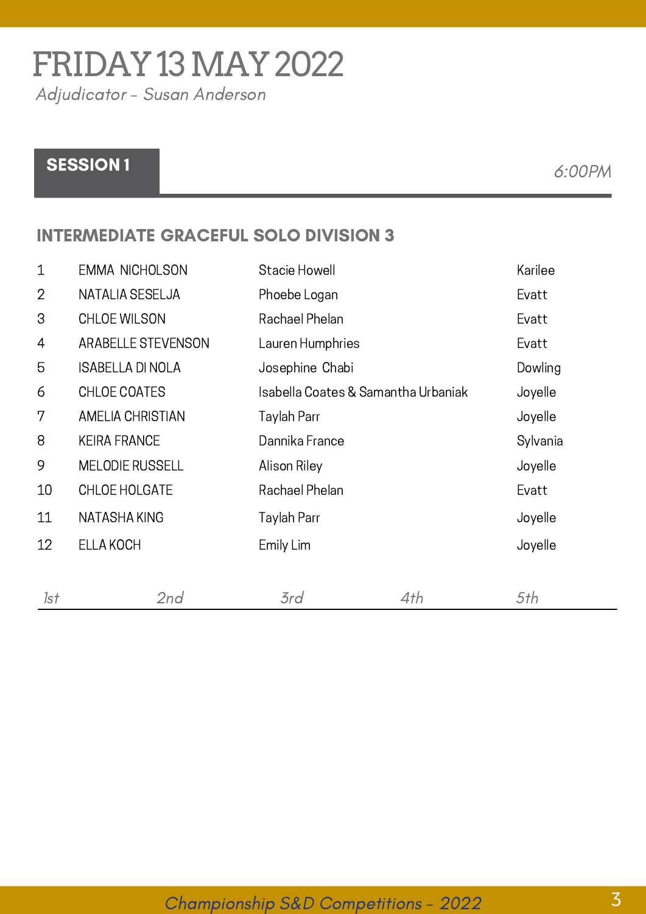# FRIDAY 13 MAY 2022

*Adjudicator - Susan Anderson*

## SESSION 1

*6:00PM*

### INTERMEDIATE GRACEFUL SOLO DIVISION 3

| | | | |
|---|---|---|---|
| 1 | EMMA NICHOLSON | Stacie Howell | Karilee |
| 2 | NATALIA SESELJA | Phoebe Logan | Evatt |
| 3 | CHLOE WILSON | Rachael Phelan | Evatt |
| 4 | ARABELLE STEVENSON | Lauren Humphries | Evatt |
| 5 | ISABELLA DI NOLA | Josephine Chabi | Dowling |
| 6 | CHLOE COATES | Isabella Coates & Samantha Urbaniak | Joyelle |
| 7 | AMELIA CHRISTIAN | Taylah Parr | Joyelle |
| 8 | KEIRA FRANCE | Dannika France | Sylvania |
| 9 | MELODIE RUSSELL | Alison Riley | Joyelle |
| 10 | CHLOE HOLGATE | Rachael Phelan | Evatt |
| 11 | NATASHA KING | Taylah Parr | Joyelle |
| 12 | ELLA KOCH | Emily Lim | Joyelle |

| *1st* | *2nd* | *3rd* | *4th* | *5th* |
|---|---|---|---|---|
| | | | | |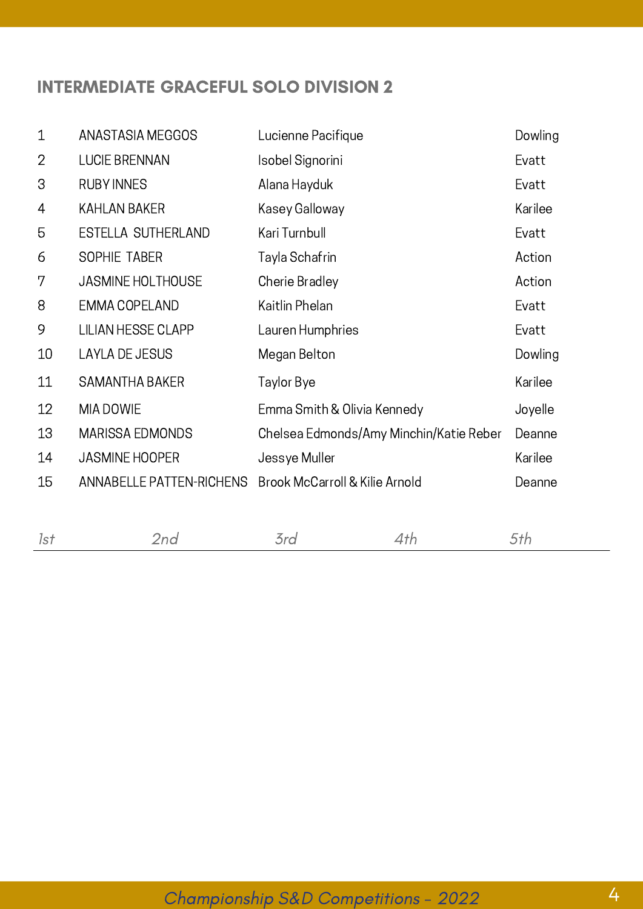## INTERMEDIATE GRACEFUL SOLO DIVISION 2

| | | | |
|---|---|---|---|
| 1 | ANASTASIA MEGGOS | Lucienne Pacifique | Dowling |
| 2 | LUCIE BRENNAN | Isobel Signorini | Evatt |
| 3 | RUBY INNES | Alana Hayduk | Evatt |
| 4 | KAHLAN BAKER | Kasey Galloway | Karilee |
| 5 | ESTELLA SUTHERLAND | Kari Turnbull | Evatt |
| 6 | SOPHIE TABER | Tayla Schafrin | Action |
| 7 | JASMINE HOLTHOUSE | Cherie Bradley | Action |
| 8 | EMMA COPELAND | Kaitlin Phelan | Evatt |
| 9 | LILIAN HESSE CLAPP | Lauren Humphries | Evatt |
| 10 | LAYLA DE JESUS | Megan Belton | Dowling |
| 11 | SAMANTHA BAKER | Taylor Bye | Karilee |
| 12 | MIA DOWIE | Emma Smith & Olivia Kennedy | Joyelle |
| 13 | MARISSA EDMONDS | Chelsea Edmonds/Amy Minchin/Katie Reber | Deanne |
| 14 | JASMINE HOOPER | Jessye Muller | Karilee |
| 15 | ANNABELLE PATTEN-RICHENS | Brook McCarroll & Kilie Arnold | Deanne |

| *1st* | *2nd* | *3rd* | *4th* | *5th* |
|---|---|---|---|---|
| | | | | |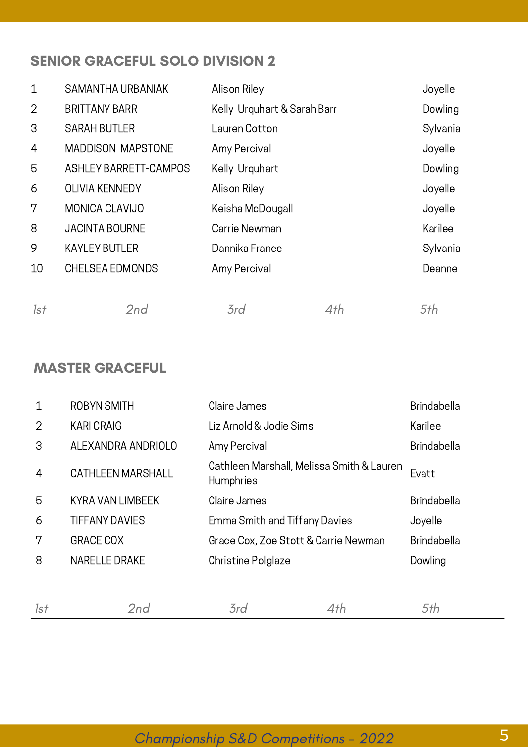## SENIOR GRACEFUL SOLO DIVISION 2

| | | | |
|---|---|---|---|
| 1 | SAMANTHA URBANIAK | Alison Riley | Joyelle |
| 2 | BRITTANY BARR | Kelly Urquhart & Sarah Barr | Dowling |
| 3 | SARAH BUTLER | Lauren Cotton | Sylvania |
| 4 | MADDISON MAPSTONE | Amy Percival | Joyelle |
| 5 | ASHLEY BARRETT-CAMPOS | Kelly Urquhart | Dowling |
| 6 | OLIVIA KENNEDY | Alison Riley | Joyelle |
| 7 | MONICA CLAVIJO | Keisha McDougall | Joyelle |
| 8 | JACINTA BOURNE | Carrie Newman | Karilee |
| 9 | KAYLEY BUTLER | Dannika France | Sylvania |
| 10 | CHELSEA EDMONDS | Amy Percival | Deanne |

*1st* *2nd* *3rd* *4th* *5th*

## MASTER GRACEFUL

| | | | |
|---|---|---|---|
| 1 | ROBYN SMITH | Claire James | Brindabella |
| 2 | KARI CRAIG | Liz Arnold & Jodie Sims | Karilee |
| 3 | ALEXANDRA ANDRIOLO | Amy Percival | Brindabella |
| 4 | CATHLEEN MARSHALL | Cathleen Marshall, Melissa Smith & Lauren Humphries | Evatt |
| 5 | KYRA VAN LIMBEEK | Claire James | Brindabella |
| 6 | TIFFANY DAVIES | Emma Smith and Tiffany Davies | Joyelle |
| 7 | GRACE COX | Grace Cox, Zoe Stott & Carrie Newman | Brindabella |
| 8 | NARELLE DRAKE | Christine Polglaze | Dowling |

*1st* *2nd* *3rd* *4th* *5th*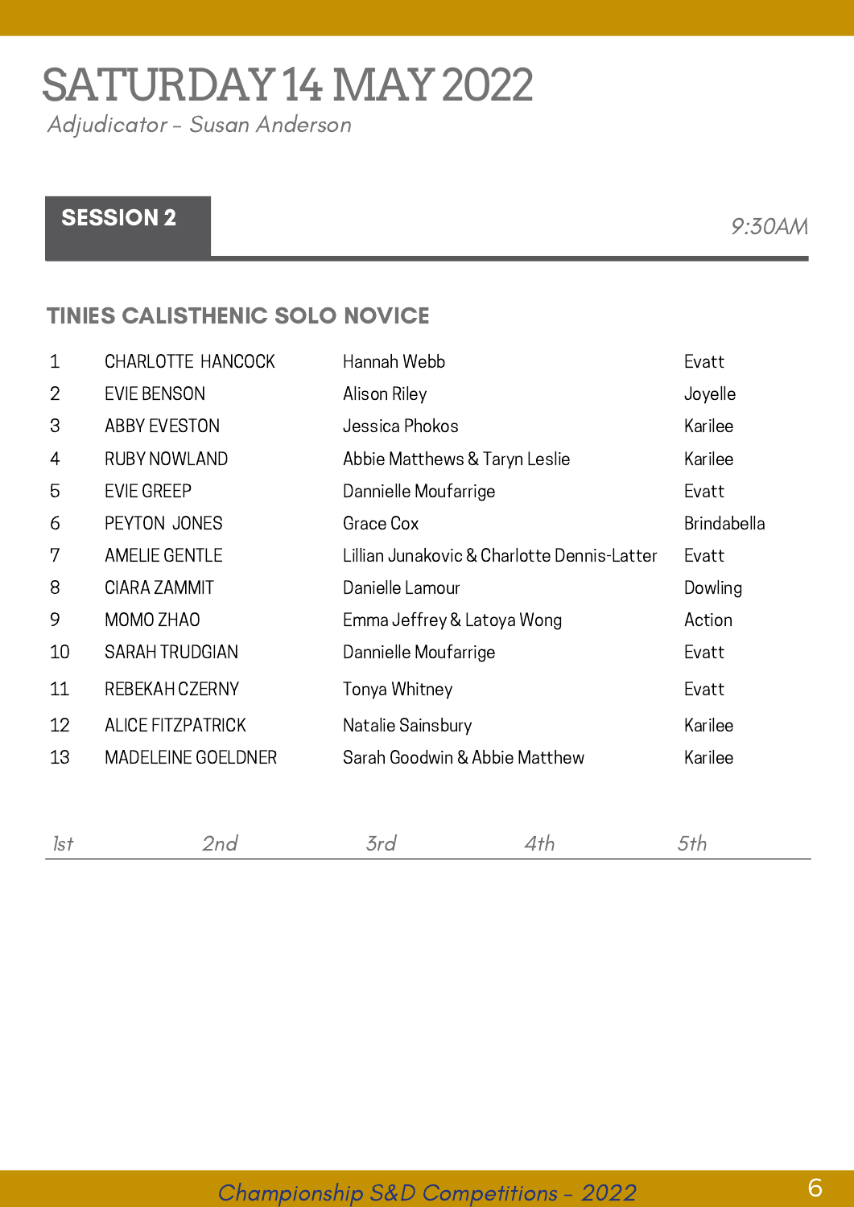# SATURDAY 14 MAY 2022

*Adjudicator – Susan Anderson*

## SESSION 2

*9:30AM*

### TINIES CALISTHENIC SOLO NOVICE

| | | | |
|---|---|---|---|
| 1 | CHARLOTTE HANCOCK | Hannah Webb | Evatt |
| 2 | EVIE BENSON | Alison Riley | Joyelle |
| 3 | ABBY EVESTON | Jessica Phokos | Karilee |
| 4 | RUBY NOWLAND | Abbie Matthews & Taryn Leslie | Karilee |
| 5 | EVIE GREEP | Dannielle Moufarrige | Evatt |
| 6 | PEYTON JONES | Grace Cox | Brindabella |
| 7 | AMELIE GENTLE | Lillian Junakovic & Charlotte Dennis-Latter | Evatt |
| 8 | CIARA ZAMMIT | Danielle Lamour | Dowling |
| 9 | MOMO ZHAO | Emma Jeffrey & Latoya Wong | Action |
| 10 | SARAH TRUDGIAN | Dannielle Moufarrige | Evatt |
| 11 | REBEKAH CZERNY | Tonya Whitney | Evatt |
| 12 | ALICE FITZPATRICK | Natalie Sainsbury | Karilee |
| 13 | MADELEINE GOELDNER | Sarah Goodwin & Abbie Matthew | Karilee |

*1st* *2nd* *3rd* *4th* *5th*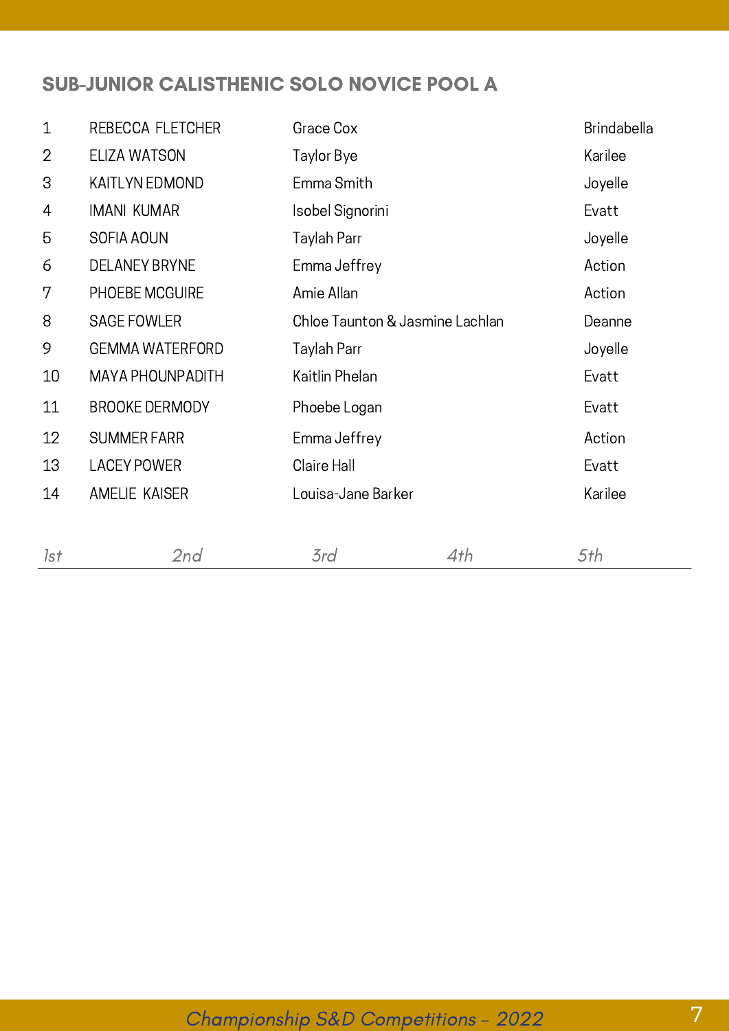## SUB-JUNIOR CALISTHENIC SOLO NOVICE POOL A

| | | | |
|---|---|---|---|
| 1 | REBECCA FLETCHER | Grace Cox | Brindabella |
| 2 | ELIZA WATSON | Taylor Bye | Karilee |
| 3 | KAITLYN EDMOND | Emma Smith | Joyelle |
| 4 | IMANI KUMAR | Isobel Signorini | Evatt |
| 5 | SOFIA AOUN | Taylah Parr | Joyelle |
| 6 | DELANEY BRYNE | Emma Jeffrey | Action |
| 7 | PHOEBE MCGUIRE | Amie Allan | Action |
| 8 | SAGE FOWLER | Chloe Taunton & Jasmine Lachlan | Deanne |
| 9 | GEMMA WATERFORD | Taylah Parr | Joyelle |
| 10 | MAYA PHOUNPADITH | Kaitlin Phelan | Evatt |
| 11 | BROOKE DERMODY | Phoebe Logan | Evatt |
| 12 | SUMMER FARR | Emma Jeffrey | Action |
| 13 | LACEY POWER | Claire Hall | Evatt |
| 14 | AMELIE KAISER | Louisa-Jane Barker | Karilee |

*1st* *2nd* *3rd* *4th* *5th*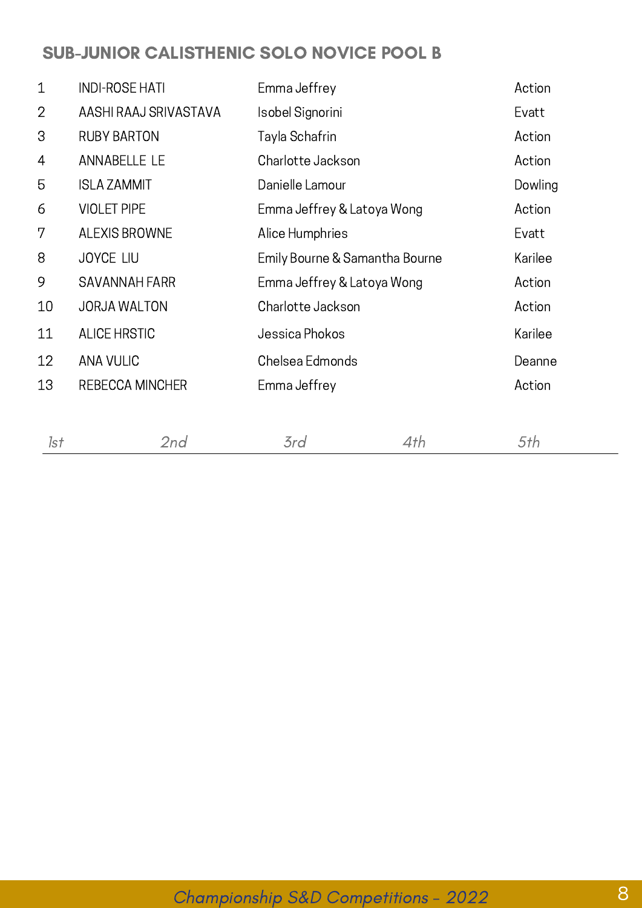## SUB-JUNIOR CALISTHENIC SOLO NOVICE POOL B

| | | | |
|---|---|---|---|
| 1 | INDI-ROSE HATI | Emma Jeffrey | Action |
| 2 | AASHI RAAJ SRIVASTAVA | Isobel Signorini | Evatt |
| 3 | RUBY BARTON | Tayla Schafrin | Action |
| 4 | ANNABELLE LE | Charlotte Jackson | Action |
| 5 | ISLA ZAMMIT | Danielle Lamour | Dowling |
| 6 | VIOLET PIPE | Emma Jeffrey & Latoya Wong | Action |
| 7 | ALEXIS BROWNE | Alice Humphries | Evatt |
| 8 | JOYCE LIU | Emily Bourne & Samantha Bourne | Karilee |
| 9 | SAVANNAH FARR | Emma Jeffrey & Latoya Wong | Action |
| 10 | JORJA WALTON | Charlotte Jackson | Action |
| 11 | ALICE HRSTIC | Jessica Phokos | Karilee |
| 12 | ANA VULIC | Chelsea Edmonds | Deanne |
| 13 | REBECCA MINCHER | Emma Jeffrey | Action |

*1st* *2nd* *3rd* *4th* *5th*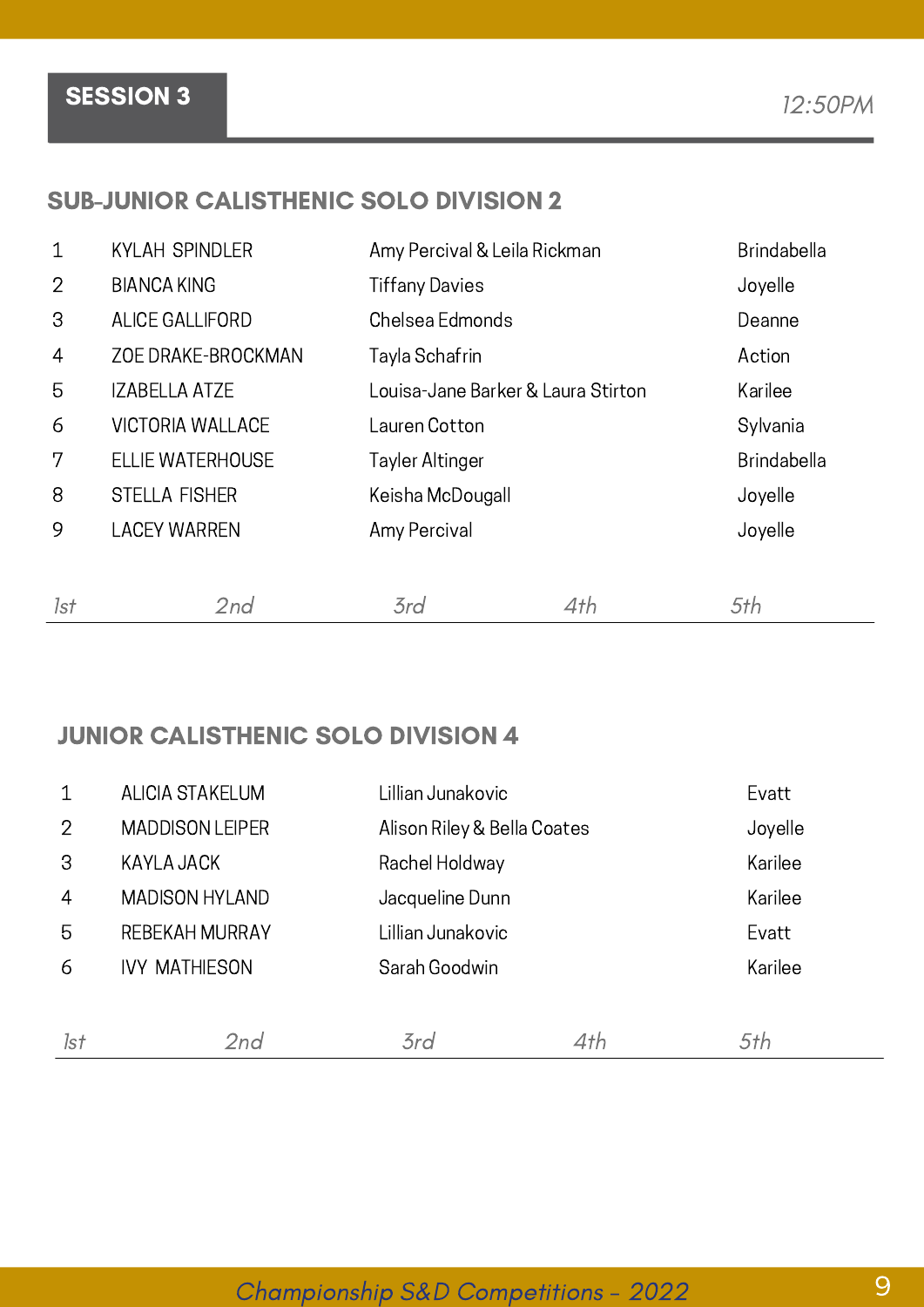## SESSION 3

*12:50PM*

### SUB-JUNIOR CALISTHENIC SOLO DIVISION 2

| | | | |
|---|---|---|---|
| 1 | KYLAH SPINDLER | Amy Percival & Leila Rickman | Brindabella |
| 2 | BIANCA KING | Tiffany Davies | Joyelle |
| 3 | ALICE GALLIFORD | Chelsea Edmonds | Deanne |
| 4 | ZOE DRAKE-BROCKMAN | Tayla Schafrin | Action |
| 5 | IZABELLA ATZE | Louisa-Jane Barker & Laura Stirton | Karilee |
| 6 | VICTORIA WALLACE | Lauren Cotton | Sylvania |
| 7 | ELLIE WATERHOUSE | Tayler Altinger | Brindabella |
| 8 | STELLA FISHER | Keisha McDougall | Joyelle |
| 9 | LACEY WARREN | Amy Percival | Joyelle |

*1st* *2nd* *3rd* *4th* *5th*

### JUNIOR CALISTHENIC SOLO DIVISION 4

| | | | |
|---|---|---|---|
| 1 | ALICIA STAKELUM | Lillian Junakovic | Evatt |
| 2 | MADDISON LEIPER | Alison Riley & Bella Coates | Joyelle |
| 3 | KAYLA JACK | Rachel Holdway | Karilee |
| 4 | MADISON HYLAND | Jacqueline Dunn | Karilee |
| 5 | REBEKAH MURRAY | Lillian Junakovic | Evatt |
| 6 | IVY MATHIESON | Sarah Goodwin | Karilee |

*1st* *2nd* *3rd* *4th* *5th*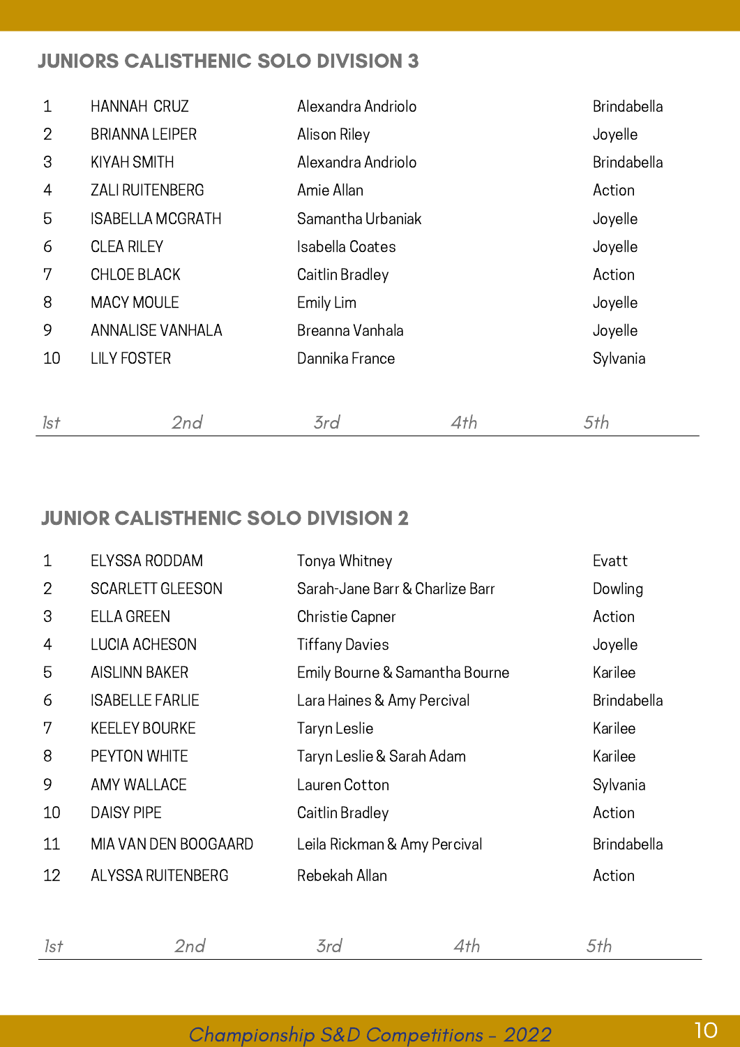## JUNIORS CALISTHENIC SOLO DIVISION 3

| | | | |
|---|---|---|---|
| 1 | HANNAH CRUZ | Alexandra Andriolo | Brindabella |
| 2 | BRIANNA LEIPER | Alison Riley | Joyelle |
| 3 | KIYAH SMITH | Alexandra Andriolo | Brindabella |
| 4 | ZALI RUITENBERG | Amie Allan | Action |
| 5 | ISABELLA MCGRATH | Samantha Urbaniak | Joyelle |
| 6 | CLEA RILEY | Isabella Coates | Joyelle |
| 7 | CHLOE BLACK | Caitlin Bradley | Action |
| 8 | MACY MOULE | Emily Lim | Joyelle |
| 9 | ANNALISE VANHALA | Breanna Vanhala | Joyelle |
| 10 | LILY FOSTER | Dannika France | Sylvania |

*1st* *2nd* *3rd* *4th* *5th*

## JUNIOR CALISTHENIC SOLO DIVISION 2

| | | | |
|---|---|---|---|
| 1 | ELYSSA RODDAM | Tonya Whitney | Evatt |
| 2 | SCARLETT GLEESON | Sarah-Jane Barr & Charlize Barr | Dowling |
| 3 | ELLA GREEN | Christie Capner | Action |
| 4 | LUCIA ACHESON | Tiffany Davies | Joyelle |
| 5 | AISLINN BAKER | Emily Bourne & Samantha Bourne | Karilee |
| 6 | ISABELLE FARLIE | Lara Haines & Amy Percival | Brindabella |
| 7 | KEELEY BOURKE | Taryn Leslie | Karilee |
| 8 | PEYTON WHITE | Taryn Leslie & Sarah Adam | Karilee |
| 9 | AMY WALLACE | Lauren Cotton | Sylvania |
| 10 | DAISY PIPE | Caitlin Bradley | Action |
| 11 | MIA VAN DEN BOOGAARD | Leila Rickman & Amy Percival | Brindabella |
| 12 | ALYSSA RUITENBERG | Rebekah Allan | Action |

*1st* *2nd* *3rd* *4th* *5th*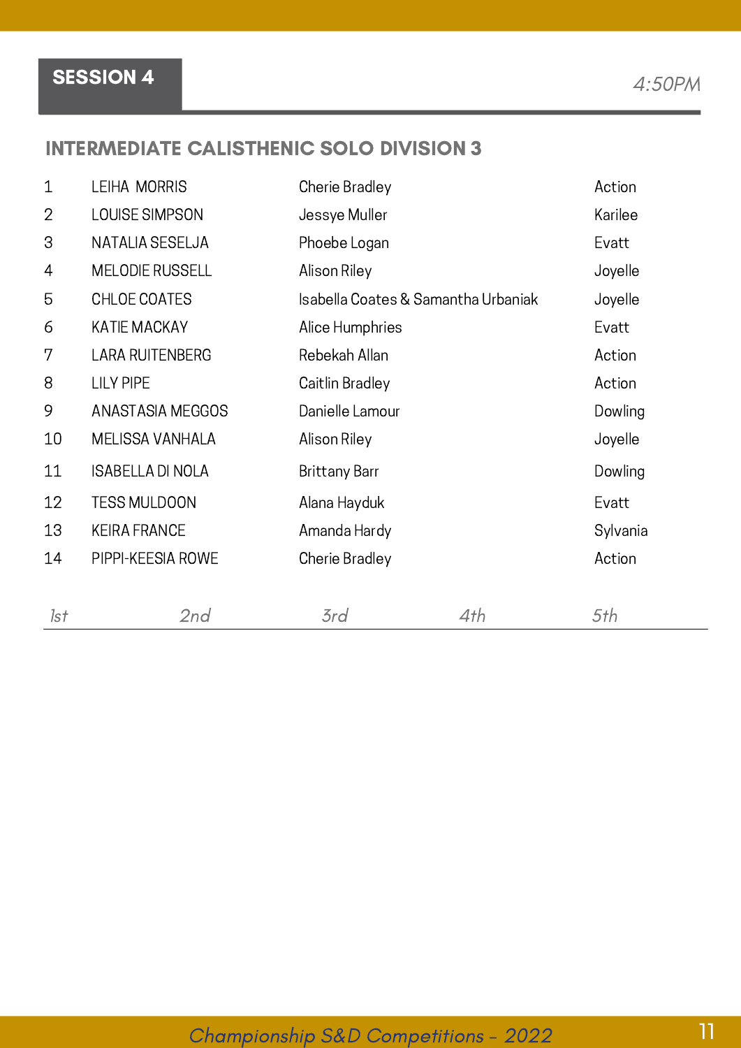## SESSION 4

*4:50PM*

### INTERMEDIATE CALISTHENIC SOLO DIVISION 3

| | | | |
|---|---|---|---|
| 1 | LEIHA MORRIS | Cherie Bradley | Action |
| 2 | LOUISE SIMPSON | Jessye Muller | Karilee |
| 3 | NATALIA SESELJA | Phoebe Logan | Evatt |
| 4 | MELODIE RUSSELL | Alison Riley | Joyelle |
| 5 | CHLOE COATES | Isabella Coates & Samantha Urbaniak | Joyelle |
| 6 | KATIE MACKAY | Alice Humphries | Evatt |
| 7 | LARA RUITENBERG | Rebekah Allan | Action |
| 8 | LILY PIPE | Caitlin Bradley | Action |
| 9 | ANASTASIA MEGGOS | Danielle Lamour | Dowling |
| 10 | MELISSA VANHALA | Alison Riley | Joyelle |
| 11 | ISABELLA DI NOLA | Brittany Barr | Dowling |
| 12 | TESS MULDOON | Alana Hayduk | Evatt |
| 13 | KEIRA FRANCE | Amanda Hardy | Sylvania |
| 14 | PIPPI-KEESIA ROWE | Cherie Bradley | Action |

*1st* *2nd* *3rd* *4th* *5th*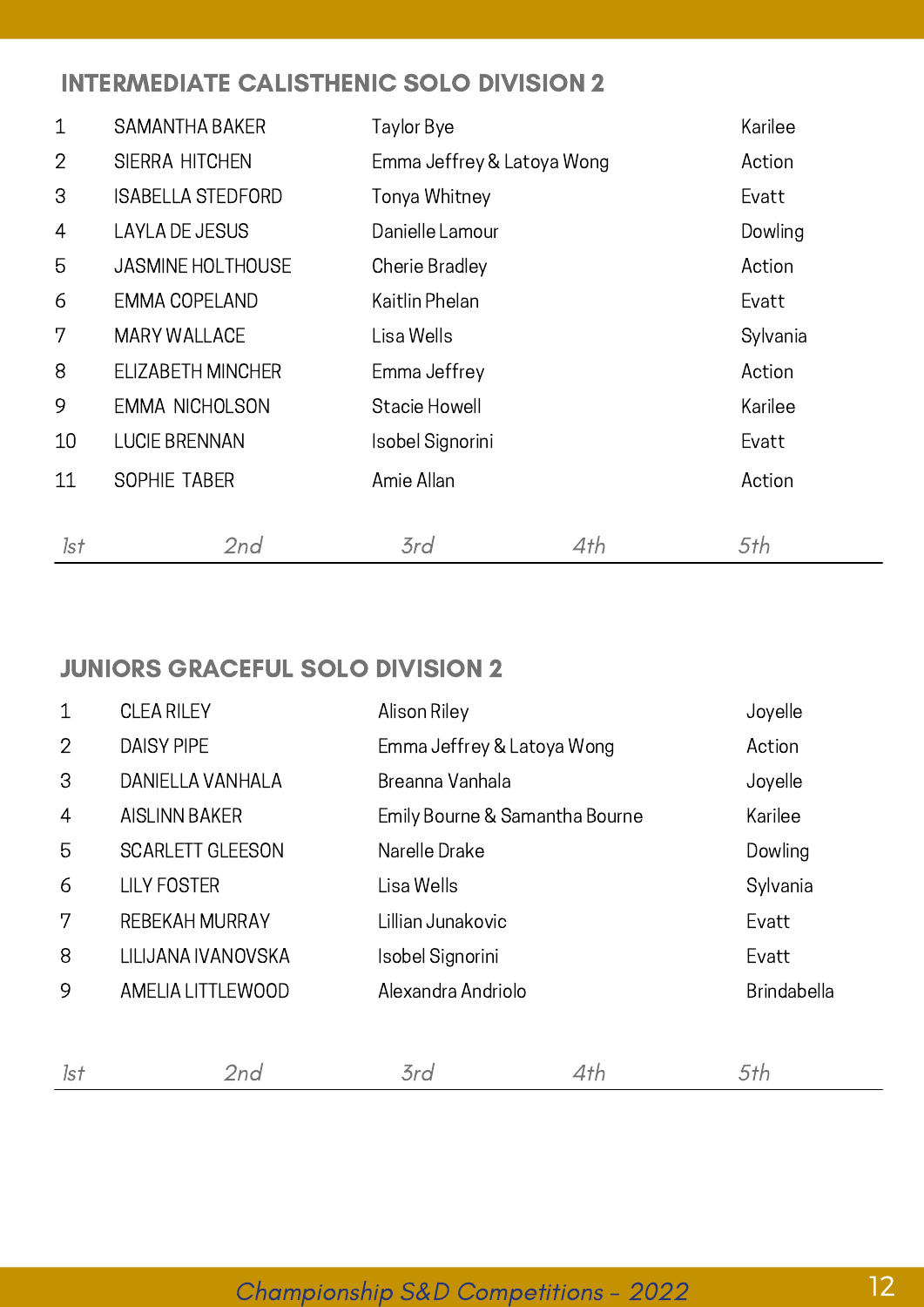## INTERMEDIATE CALISTHENIC SOLO DIVISION 2

| | | | |
|---|---|---|---|
| 1 | SAMANTHA BAKER | Taylor Bye | Karilee |
| 2 | SIERRA HITCHEN | Emma Jeffrey & Latoya Wong | Action |
| 3 | ISABELLA STEDFORD | Tonya Whitney | Evatt |
| 4 | LAYLA DE JESUS | Danielle Lamour | Dowling |
| 5 | JASMINE HOLTHOUSE | Cherie Bradley | Action |
| 6 | EMMA COPELAND | Kaitlin Phelan | Evatt |
| 7 | MARY WALLACE | Lisa Wells | Sylvania |
| 8 | ELIZABETH MINCHER | Emma Jeffrey | Action |
| 9 | EMMA NICHOLSON | Stacie Howell | Karilee |
| 10 | LUCIE BRENNAN | Isobel Signorini | Evatt |
| 11 | SOPHIE TABER | Amie Allan | Action |

*1st* *2nd* *3rd* *4th* *5th*

## JUNIORS GRACEFUL SOLO DIVISION 2

| | | | |
|---|---|---|---|
| 1 | CLEA RILEY | Alison Riley | Joyelle |
| 2 | DAISY PIPE | Emma Jeffrey & Latoya Wong | Action |
| 3 | DANIELLA VANHALA | Breanna Vanhala | Joyelle |
| 4 | AISLINN BAKER | Emily Bourne & Samantha Bourne | Karilee |
| 5 | SCARLETT GLEESON | Narelle Drake | Dowling |
| 6 | LILY FOSTER | Lisa Wells | Sylvania |
| 7 | REBEKAH MURRAY | Lillian Junakovic | Evatt |
| 8 | LILIJANA IVANOVSKA | Isobel Signorini | Evatt |
| 9 | AMELIA LITTLEWOOD | Alexandra Andriolo | Brindabella |

*1st* *2nd* *3rd* *4th* *5th*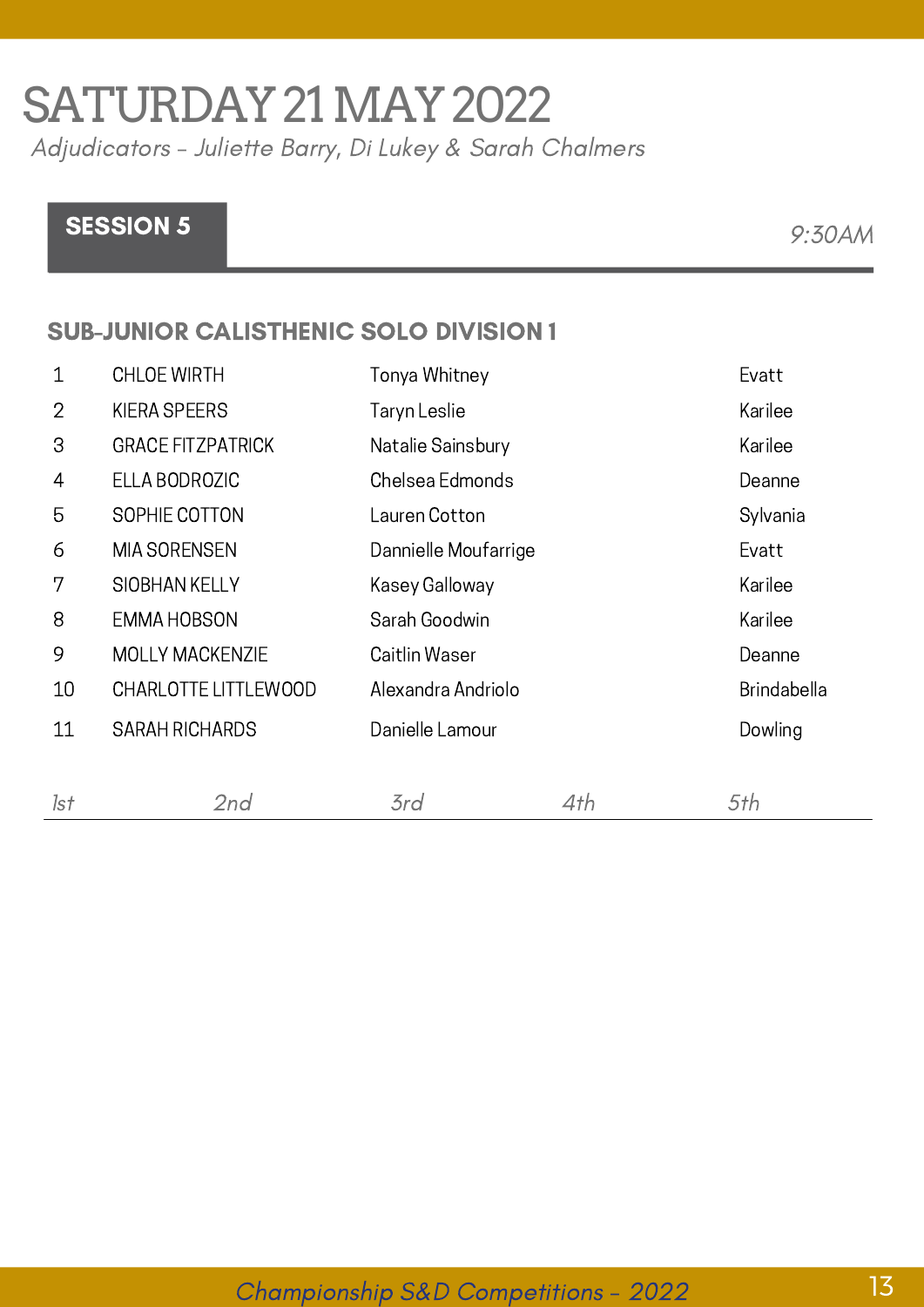# SATURDAY 21 MAY 2022

*Adjudicators – Juliette Barry, Di Lukey & Sarah Chalmers*

## SESSION 5

*9:30AM*

### SUB-JUNIOR CALISTHENIC SOLO DIVISION 1

| | | | |
|---|---|---|---|
| 1 | CHLOE WIRTH | Tonya Whitney | Evatt |
| 2 | KIERA SPEERS | Taryn Leslie | Karilee |
| 3 | GRACE FITZPATRICK | Natalie Sainsbury | Karilee |
| 4 | ELLA BODROZIC | Chelsea Edmonds | Deanne |
| 5 | SOPHIE COTTON | Lauren Cotton | Sylvania |
| 6 | MIA SORENSEN | Dannielle Moufarrige | Evatt |
| 7 | SIOBHAN KELLY | Kasey Galloway | Karilee |
| 8 | EMMA HOBSON | Sarah Goodwin | Karilee |
| 9 | MOLLY MACKENZIE | Caitlin Waser | Deanne |
| 10 | CHARLOTTE LITTLEWOOD | Alexandra Andriolo | Brindabella |
| 11 | SARAH RICHARDS | Danielle Lamour | Dowling |

*1st* *2nd* *3rd* *4th* *5th*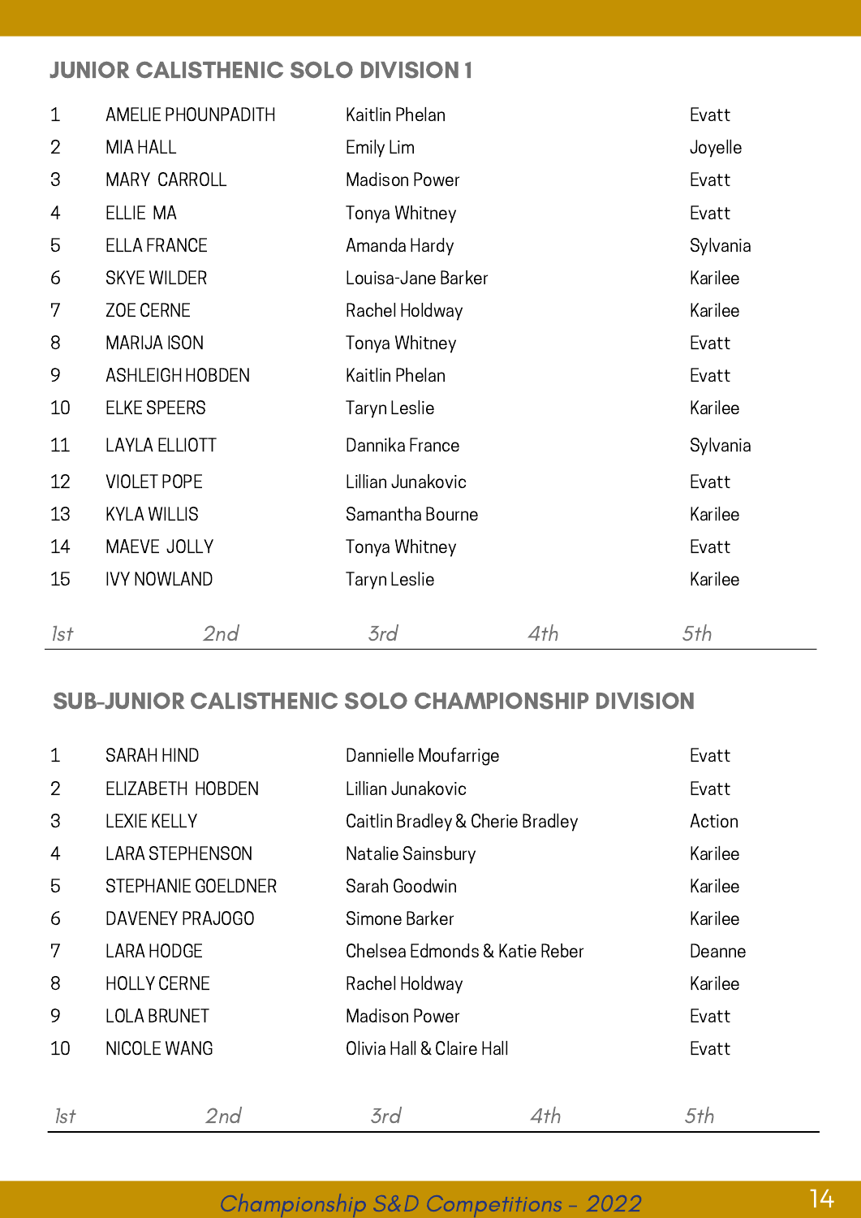## JUNIOR CALISTHENIC SOLO DIVISION 1

| | | | |
|---|---|---|---|
| 1 | AMELIE PHOUNPADITH | Kaitlin Phelan | Evatt |
| 2 | MIA HALL | Emily Lim | Joyelle |
| 3 | MARY CARROLL | Madison Power | Evatt |
| 4 | ELLIE MA | Tonya Whitney | Evatt |
| 5 | ELLA FRANCE | Amanda Hardy | Sylvania |
| 6 | SKYE WILDER | Louisa-Jane Barker | Karilee |
| 7 | ZOE CERNE | Rachel Holdway | Karilee |
| 8 | MARIJA ISON | Tonya Whitney | Evatt |
| 9 | ASHLEIGH HOBDEN | Kaitlin Phelan | Evatt |
| 10 | ELKE SPEERS | Taryn Leslie | Karilee |
| 11 | LAYLA ELLIOTT | Dannika France | Sylvania |
| 12 | VIOLET POPE | Lillian Junakovic | Evatt |
| 13 | KYLA WILLIS | Samantha Bourne | Karilee |
| 14 | MAEVE JOLLY | Tonya Whitney | Evatt |
| 15 | IVY NOWLAND | Taryn Leslie | Karilee |

*1st* *2nd* *3rd* *4th* *5th*

## SUB-JUNIOR CALISTHENIC SOLO CHAMPIONSHIP DIVISION

| | | | |
|---|---|---|---|
| 1 | SARAH HIND | Dannielle Moufarrige | Evatt |
| 2 | ELIZABETH HOBDEN | Lillian Junakovic | Evatt |
| 3 | LEXIE KELLY | Caitlin Bradley & Cherie Bradley | Action |
| 4 | LARA STEPHENSON | Natalie Sainsbury | Karilee |
| 5 | STEPHANIE GOELDNER | Sarah Goodwin | Karilee |
| 6 | DAVENEY PRAJOGO | Simone Barker | Karilee |
| 7 | LARA HODGE | Chelsea Edmonds & Katie Reber | Deanne |
| 8 | HOLLY CERNE | Rachel Holdway | Karilee |
| 9 | LOLA BRUNET | Madison Power | Evatt |
| 10 | NICOLE WANG | Olivia Hall & Claire Hall | Evatt |

*1st* *2nd* *3rd* *4th* *5th*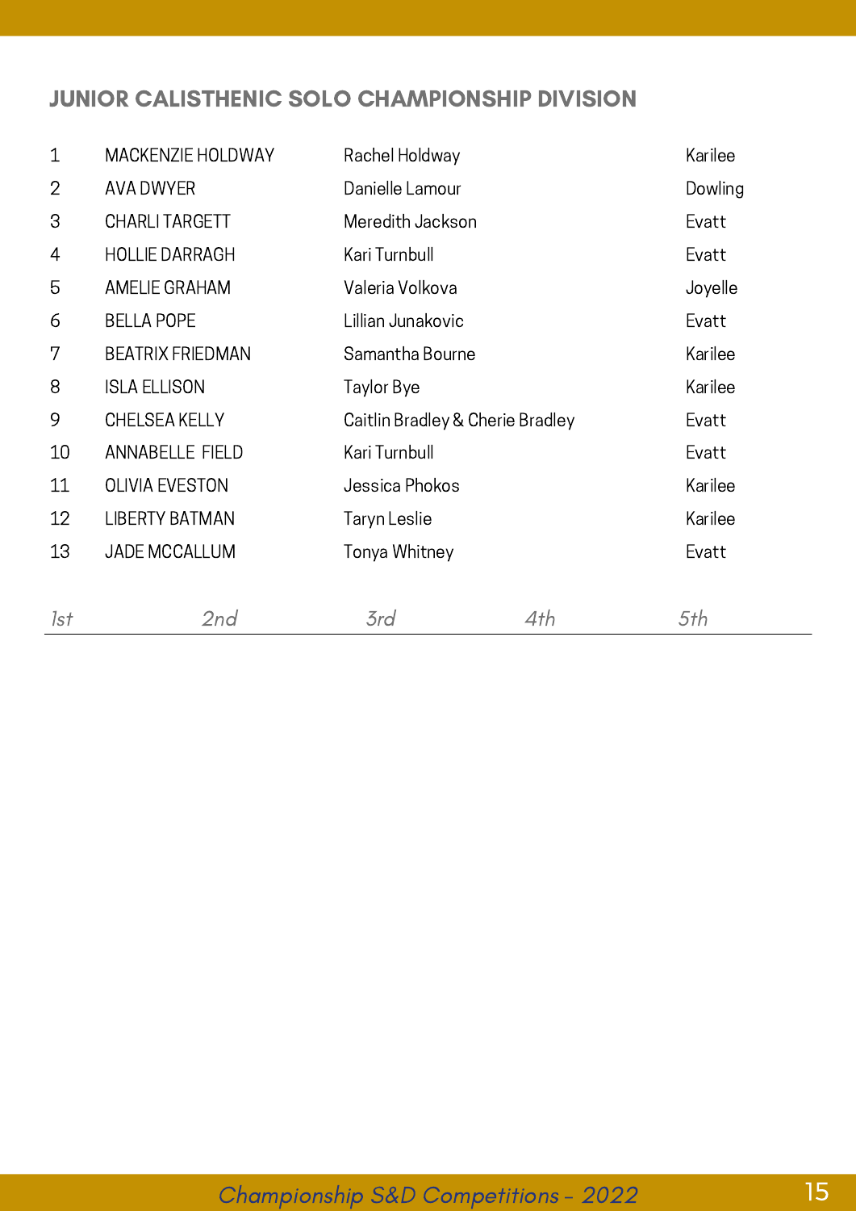## JUNIOR CALISTHENIC SOLO CHAMPIONSHIP DIVISION

| | | | |
|---|---|---|---|
| 1 | MACKENZIE HOLDWAY | Rachel Holdway | Karilee |
| 2 | AVA DWYER | Danielle Lamour | Dowling |
| 3 | CHARLI TARGETT | Meredith Jackson | Evatt |
| 4 | HOLLIE DARRAGH | Kari Turnbull | Evatt |
| 5 | AMELIE GRAHAM | Valeria Volkova | Joyelle |
| 6 | BELLA POPE | Lillian Junakovic | Evatt |
| 7 | BEATRIX FRIEDMAN | Samantha Bourne | Karilee |
| 8 | ISLA ELLISON | Taylor Bye | Karilee |
| 9 | CHELSEA KELLY | Caitlin Bradley & Cherie Bradley | Evatt |
| 10 | ANNABELLE FIELD | Kari Turnbull | Evatt |
| 11 | OLIVIA EVESTON | Jessica Phokos | Karilee |
| 12 | LIBERTY BATMAN | Taryn Leslie | Karilee |
| 13 | JADE MCCALLUM | Tonya Whitney | Evatt |

| *1st* | *2nd* | *3rd* | *4th* | *5th* |
|---|---|---|---|---|
| | | | | |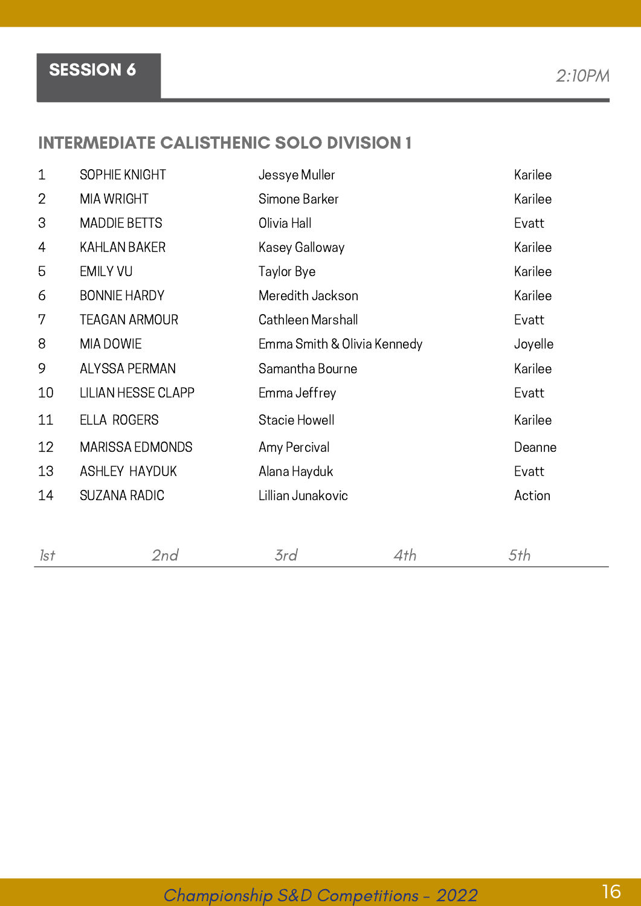## SESSION 6

*2:10PM*

### INTERMEDIATE CALISTHENIC SOLO DIVISION 1

| | | | |
|---|---|---|---|
| 1 | SOPHIE KNIGHT | Jessye Muller | Karilee |
| 2 | MIA WRIGHT | Simone Barker | Karilee |
| 3 | MADDIE BETTS | Olivia Hall | Evatt |
| 4 | KAHLAN BAKER | Kasey Galloway | Karilee |
| 5 | EMILY VU | Taylor Bye | Karilee |
| 6 | BONNIE HARDY | Meredith Jackson | Karilee |
| 7 | TEAGAN ARMOUR | Cathleen Marshall | Evatt |
| 8 | MIA DOWIE | Emma Smith & Olivia Kennedy | Joyelle |
| 9 | ALYSSA PERMAN | Samantha Bourne | Karilee |
| 10 | LILIAN HESSE CLAPP | Emma Jeffrey | Evatt |
| 11 | ELLA ROGERS | Stacie Howell | Karilee |
| 12 | MARISSA EDMONDS | Amy Percival | Deanne |
| 13 | ASHLEY HAYDUK | Alana Hayduk | Evatt |
| 14 | SUZANA RADIC | Lillian Junakovic | Action |

| *1st* | *2nd* | *3rd* | *4th* | *5th* |
|---|---|---|---|---|
| | | | | |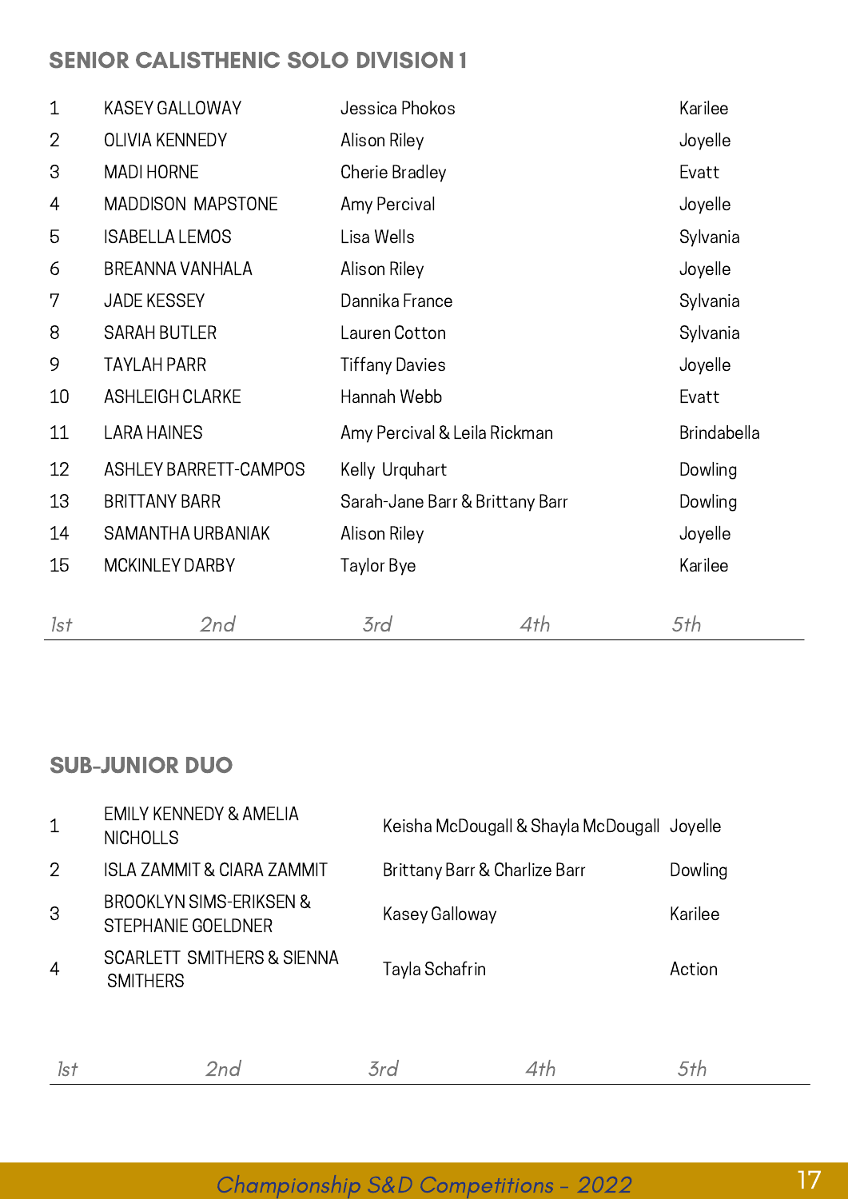## SENIOR CALISTHENIC SOLO DIVISION 1

| | | | |
|---|---|---|---|
| 1 | KASEY GALLOWAY | Jessica Phokos | Karilee |
| 2 | OLIVIA KENNEDY | Alison Riley | Joyelle |
| 3 | MADI HORNE | Cherie Bradley | Evatt |
| 4 | MADDISON MAPSTONE | Amy Percival | Joyelle |
| 5 | ISABELLA LEMOS | Lisa Wells | Sylvania |
| 6 | BREANNA VANHALA | Alison Riley | Joyelle |
| 7 | JADE KESSEY | Dannika France | Sylvania |
| 8 | SARAH BUTLER | Lauren Cotton | Sylvania |
| 9 | TAYLAH PARR | Tiffany Davies | Joyelle |
| 10 | ASHLEIGH CLARKE | Hannah Webb | Evatt |
| 11 | LARA HAINES | Amy Percival & Leila Rickman | Brindabella |
| 12 | ASHLEY BARRETT-CAMPOS | Kelly Urquhart | Dowling |
| 13 | BRITTANY BARR | Sarah-Jane Barr & Brittany Barr | Dowling |
| 14 | SAMANTHA URBANIAK | Alison Riley | Joyelle |
| 15 | MCKINLEY DARBY | Taylor Bye | Karilee |

*1st* *2nd* *3rd* *4th* *5th*

## SUB-JUNIOR DUO

| | | | |
|---|---|---|---|
| 1 | EMILY KENNEDY & AMELIA NICHOLLS | Keisha McDougall & Shayla McDougall | Joyelle |
| 2 | ISLA ZAMMIT & CIARA ZAMMIT | Brittany Barr & Charlize Barr | Dowling |
| 3 | BROOKLYN SIMS-ERIKSEN & STEPHANIE GOELDNER | Kasey Galloway | Karilee |
| 4 | SCARLETT SMITHERS & SIENNA SMITHERS | Tayla Schafrin | Action |

*1st* *2nd* *3rd* *4th* *5th*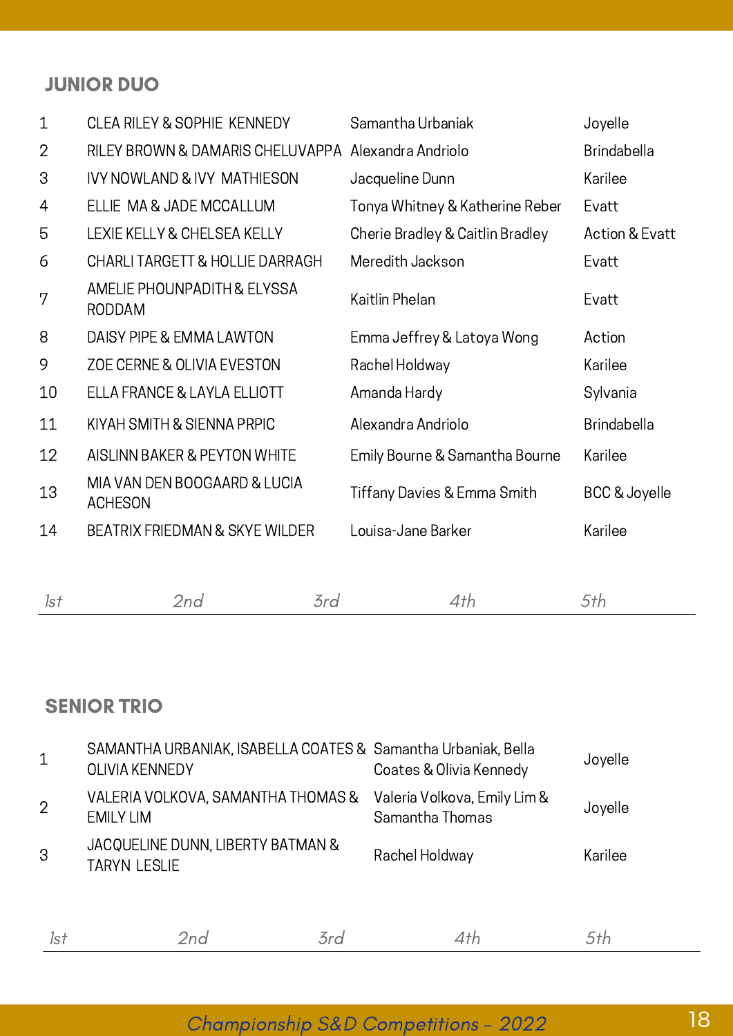## JUNIOR DUO

| | | | |
|---|---|---|---|
| 1 | CLEA RILEY & SOPHIE KENNEDY | Samantha Urbaniak | Joyelle |
| 2 | RILEY BROWN & DAMARIS CHELUVAPPA | Alexandra Andriolo | Brindabella |
| 3 | IVY NOWLAND & IVY MATHIESON | Jacqueline Dunn | Karilee |
| 4 | ELLIE MA & JADE MCCALLUM | Tonya Whitney & Katherine Reber | Evatt |
| 5 | LEXIE KELLY & CHELSEA KELLY | Cherie Bradley & Caitlin Bradley | Action & Evatt |
| 6 | CHARLI TARGETT & HOLLIE DARRAGH | Meredith Jackson | Evatt |
| 7 | AMELIE PHOUNPADITH & ELYSSA RODDAM | Kaitlin Phelan | Evatt |
| 8 | DAISY PIPE & EMMA LAWTON | Emma Jeffrey & Latoya Wong | Action |
| 9 | ZOE CERNE & OLIVIA EVESTON | Rachel Holdway | Karilee |
| 10 | ELLA FRANCE & LAYLA ELLIOTT | Amanda Hardy | Sylvania |
| 11 | KIYAH SMITH & SIENNA PRPIC | Alexandra Andriolo | Brindabella |
| 12 | AISLINN BAKER & PEYTON WHITE | Emily Bourne & Samantha Bourne | Karilee |
| 13 | MIA VAN DEN BOOGAARD & LUCIA ACHESON | Tiffany Davies & Emma Smith | BCC & Joyelle |
| 14 | BEATRIX FRIEDMAN & SKYE WILDER | Louisa-Jane Barker | Karilee |

*1st* *2nd* *3rd* *4th* *5th*

## SENIOR TRIO

| | | | |
|---|---|---|---|
| 1 | SAMANTHA URBANIAK, ISABELLA COATES & OLIVIA KENNEDY | Samantha Urbaniak, Bella Coates & Olivia Kennedy | Joyelle |
| 2 | VALERIA VOLKOVA, SAMANTHA THOMAS & EMILY LIM | Valeria Volkova, Emily Lim & Samantha Thomas | Joyelle |
| 3 | JACQUELINE DUNN, LIBERTY BATMAN & TARYN LESLIE | Rachel Holdway | Karilee |

*1st* *2nd* *3rd* *4th* *5th*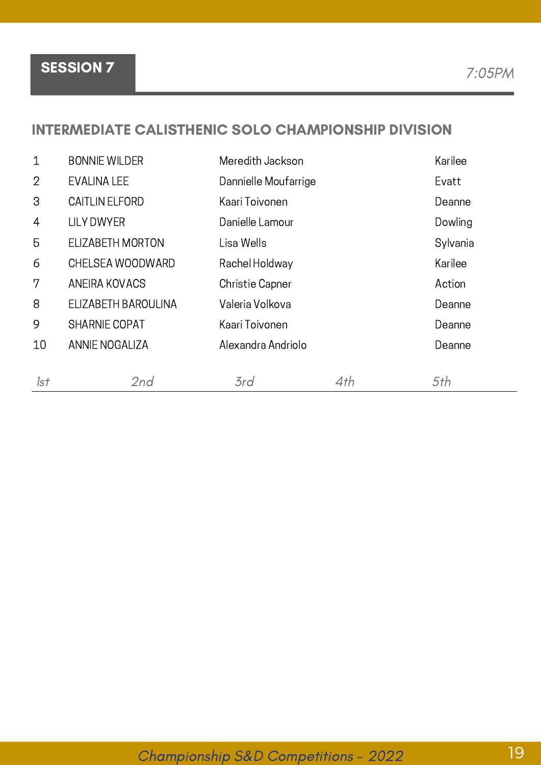## SESSION 7

*7:05PM*

### INTERMEDIATE CALISTHENIC SOLO CHAMPIONSHIP DIVISION

| | | | |
|---|---|---|---|
| 1 | BONNIE WILDER | Meredith Jackson | Karilee |
| 2 | EVALINA LEE | Dannielle Moufarrige | Evatt |
| 3 | CAITLIN ELFORD | Kaari Toivonen | Deanne |
| 4 | LILY DWYER | Danielle Lamour | Dowling |
| 5 | ELIZABETH MORTON | Lisa Wells | Sylvania |
| 6 | CHELSEA WOODWARD | Rachel Holdway | Karilee |
| 7 | ANEIRA KOVACS | Christie Capner | Action |
| 8 | ELIZABETH BAROULINA | Valeria Volkova | Deanne |
| 9 | SHARNIE COPAT | Kaari Toivonen | Deanne |
| 10 | ANNIE NOGALIZA | Alexandra Andriolo | Deanne |

*1st* *2nd* *3rd* *4th* *5th*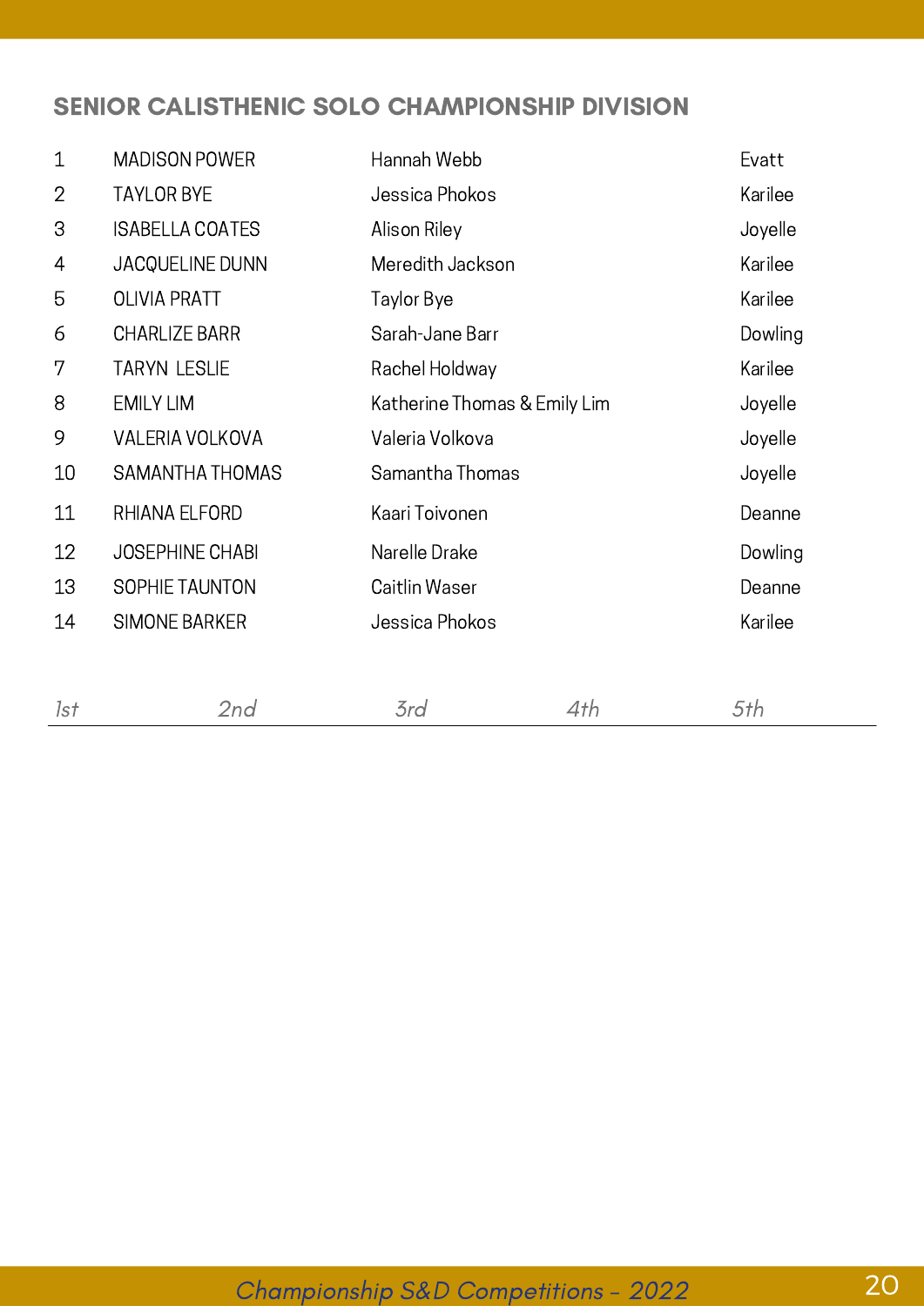## SENIOR CALISTHENIC SOLO CHAMPIONSHIP DIVISION

| | | | |
|---|---|---|---|
| 1 | MADISON POWER | Hannah Webb | Evatt |
| 2 | TAYLOR BYE | Jessica Phokos | Karilee |
| 3 | ISABELLA COATES | Alison Riley | Joyelle |
| 4 | JACQUELINE DUNN | Meredith Jackson | Karilee |
| 5 | OLIVIA PRATT | Taylor Bye | Karilee |
| 6 | CHARLIZE BARR | Sarah-Jane Barr | Dowling |
| 7 | TARYN LESLIE | Rachel Holdway | Karilee |
| 8 | EMILY LIM | Katherine Thomas & Emily Lim | Joyelle |
| 9 | VALERIA VOLKOVA | Valeria Volkova | Joyelle |
| 10 | SAMANTHA THOMAS | Samantha Thomas | Joyelle |
| 11 | RHIANA ELFORD | Kaari Toivonen | Deanne |
| 12 | JOSEPHINE CHABI | Narelle Drake | Dowling |
| 13 | SOPHIE TAUNTON | Caitlin Waser | Deanne |
| 14 | SIMONE BARKER | Jessica Phokos | Karilee |

| *1st* | *2nd* | *3rd* | *4th* | *5th* |
|---|---|---|---|---|
| | | | | |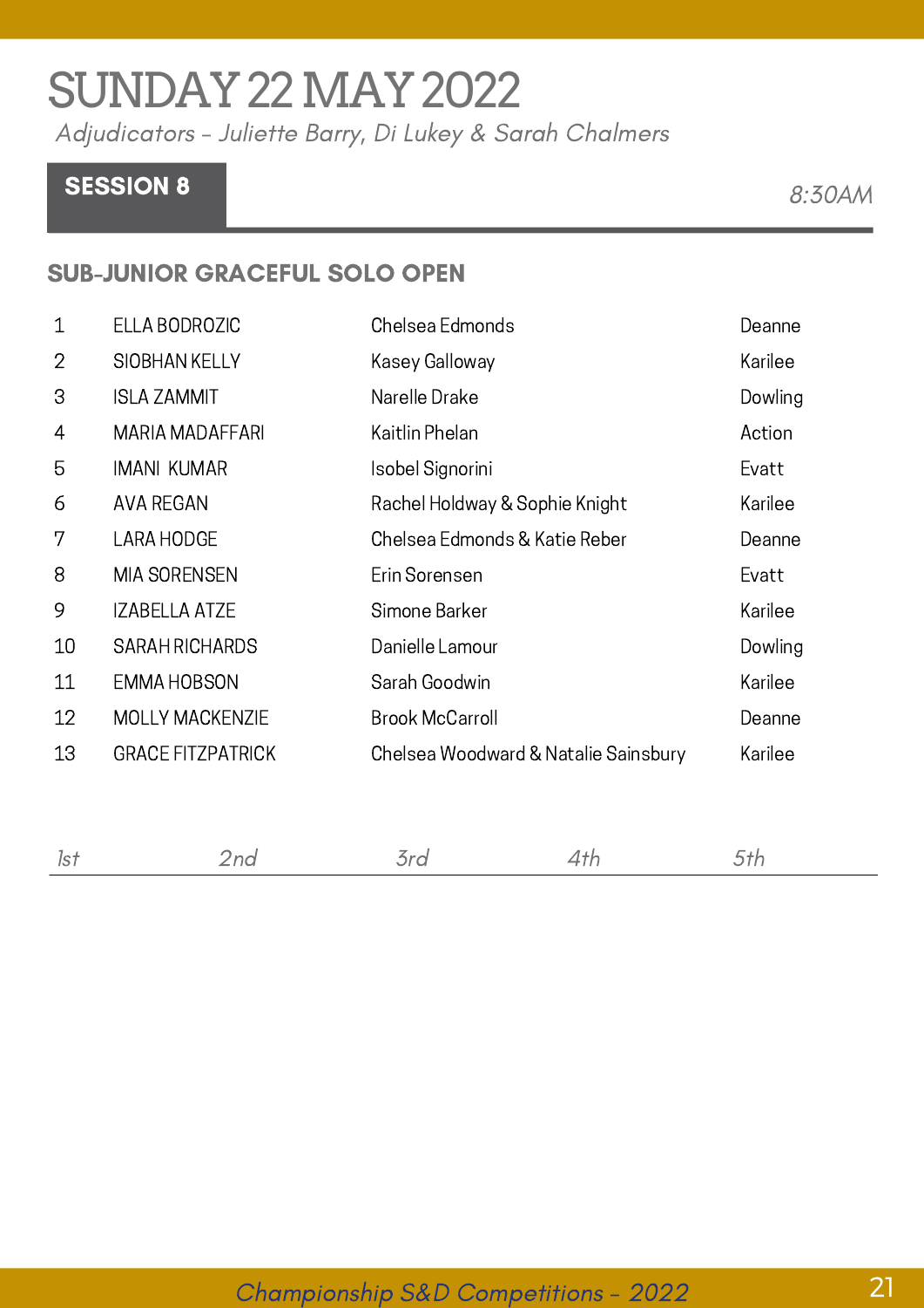# SUNDAY 22 MAY 2022

*Adjudicators – Juliette Barry, Di Lukey & Sarah Chalmers*

**SESSION 8** *8:30AM*

## SUB-JUNIOR GRACEFUL SOLO OPEN

| | | | |
|---|---|---|---|
| 1 | ELLA BODROZIC | Chelsea Edmonds | Deanne |
| 2 | SIOBHAN KELLY | Kasey Galloway | Karilee |
| 3 | ISLA ZAMMIT | Narelle Drake | Dowling |
| 4 | MARIA MADAFFARI | Kaitlin Phelan | Action |
| 5 | IMANI KUMAR | Isobel Signorini | Evatt |
| 6 | AVA REGAN | Rachel Holdway & Sophie Knight | Karilee |
| 7 | LARA HODGE | Chelsea Edmonds & Katie Reber | Deanne |
| 8 | MIA SORENSEN | Erin Sorensen | Evatt |
| 9 | IZABELLA ATZE | Simone Barker | Karilee |
| 10 | SARAH RICHARDS | Danielle Lamour | Dowling |
| 11 | EMMA HOBSON | Sarah Goodwin | Karilee |
| 12 | MOLLY MACKENZIE | Brook McCarroll | Deanne |
| 13 | GRACE FITZPATRICK | Chelsea Woodward & Natalie Sainsbury | Karilee |

*1st* *2nd* *3rd* *4th* *5th*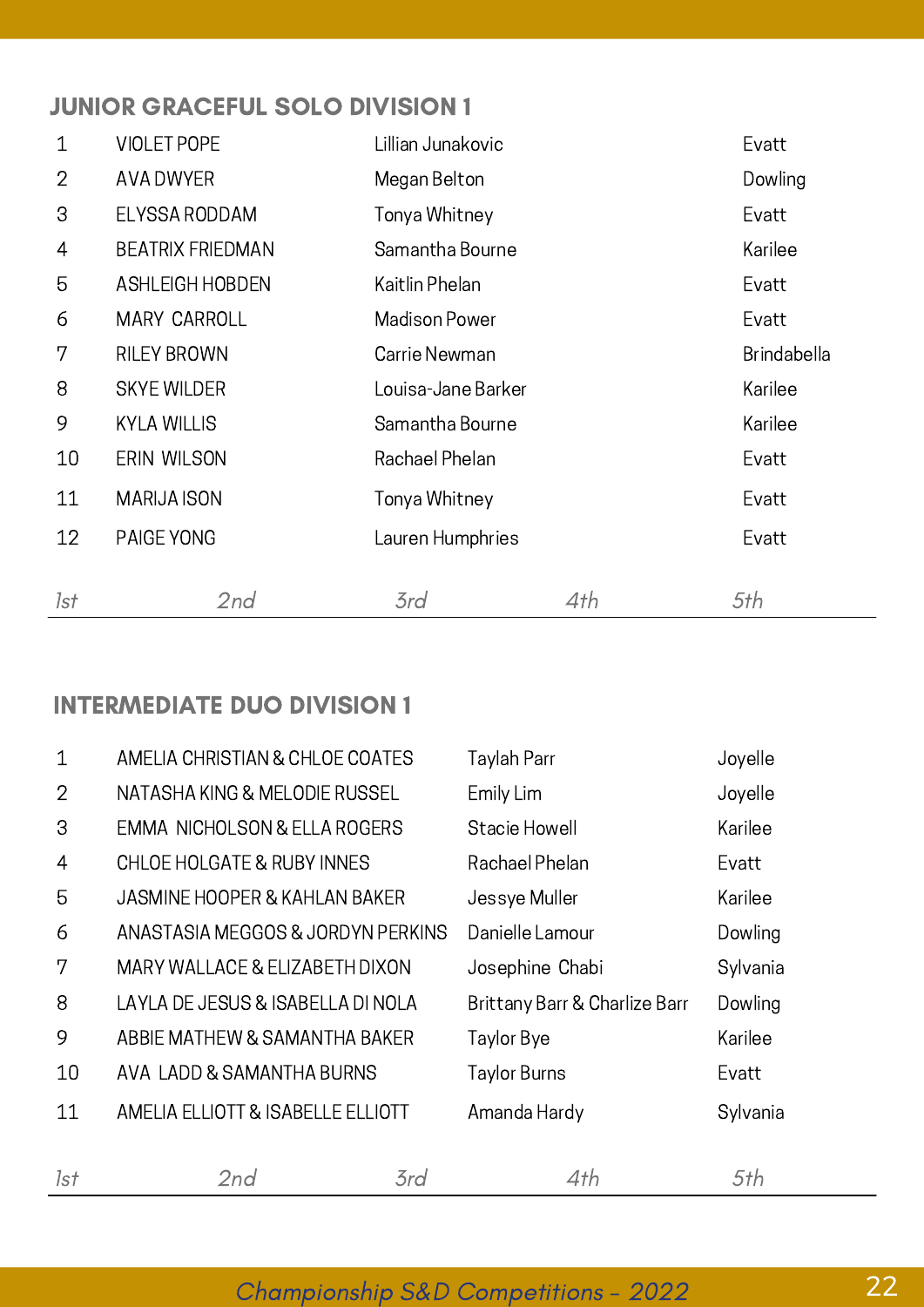## JUNIOR GRACEFUL SOLO DIVISION 1

| | | | |
|---|---|---|---|
| 1 | VIOLET POPE | Lillian Junakovic | Evatt |
| 2 | AVA DWYER | Megan Belton | Dowling |
| 3 | ELYSSA RODDAM | Tonya Whitney | Evatt |
| 4 | BEATRIX FRIEDMAN | Samantha Bourne | Karilee |
| 5 | ASHLEIGH HOBDEN | Kaitlin Phelan | Evatt |
| 6 | MARY CARROLL | Madison Power | Evatt |
| 7 | RILEY BROWN | Carrie Newman | Brindabella |
| 8 | SKYE WILDER | Louisa-Jane Barker | Karilee |
| 9 | KYLA WILLIS | Samantha Bourne | Karilee |
| 10 | ERIN WILSON | Rachael Phelan | Evatt |
| 11 | MARIJA ISON | Tonya Whitney | Evatt |
| 12 | PAIGE YONG | Lauren Humphries | Evatt |

*1st* *2nd* *3rd* *4th* *5th*

## INTERMEDIATE DUO DIVISION 1

| | | | |
|---|---|---|---|
| 1 | AMELIA CHRISTIAN & CHLOE COATES | Taylah Parr | Joyelle |
| 2 | NATASHA KING & MELODIE RUSSEL | Emily Lim | Joyelle |
| 3 | EMMA NICHOLSON & ELLA ROGERS | Stacie Howell | Karilee |
| 4 | CHLOE HOLGATE & RUBY INNES | Rachael Phelan | Evatt |
| 5 | JASMINE HOOPER & KAHLAN BAKER | Jessye Muller | Karilee |
| 6 | ANASTASIA MEGGOS & JORDYN PERKINS | Danielle Lamour | Dowling |
| 7 | MARY WALLACE & ELIZABETH DIXON | Josephine Chabi | Sylvania |
| 8 | LAYLA DE JESUS & ISABELLA DI NOLA | Brittany Barr & Charlize Barr | Dowling |
| 9 | ABBIE MATHEW & SAMANTHA BAKER | Taylor Bye | Karilee |
| 10 | AVA LADD & SAMANTHA BURNS | Taylor Burns | Evatt |
| 11 | AMELIA ELLIOTT & ISABELLE ELLIOTT | Amanda Hardy | Sylvania |

*1st* *2nd* *3rd* *4th* *5th*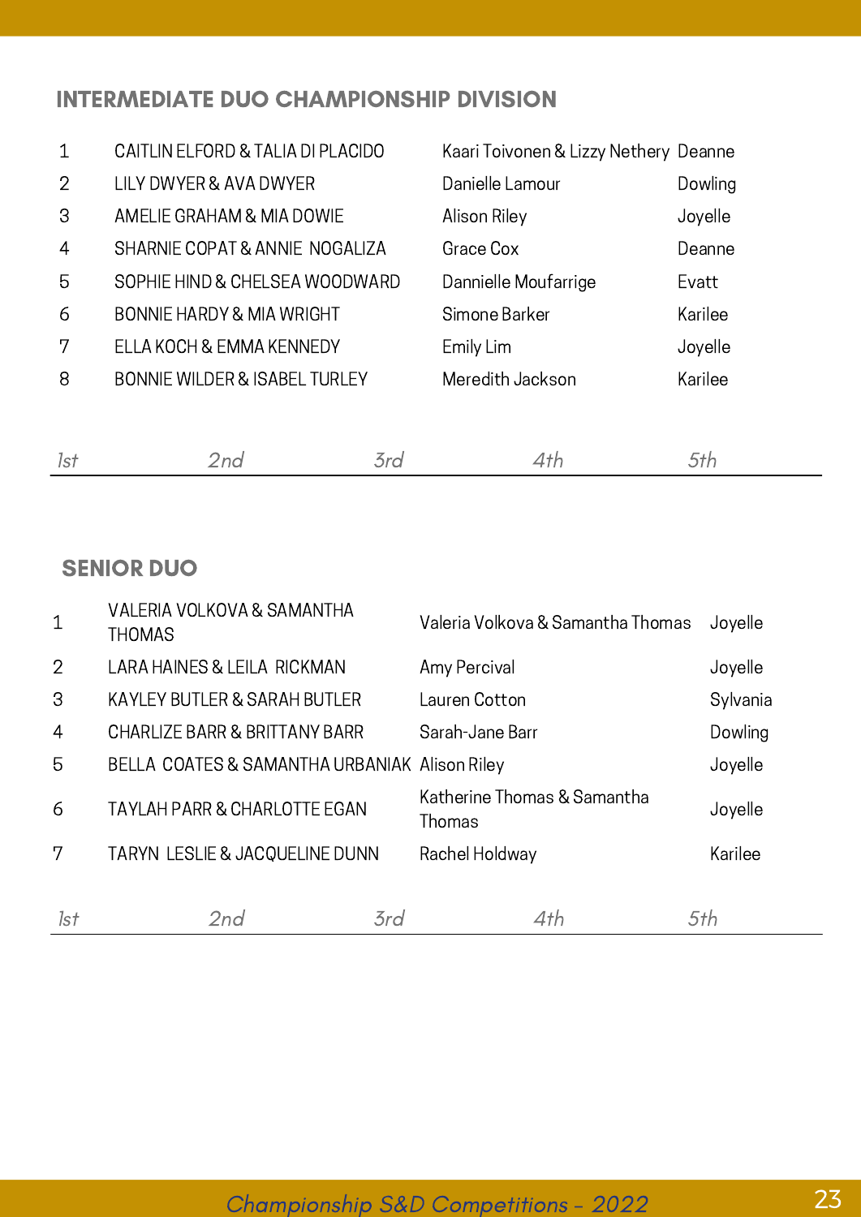## INTERMEDIATE DUO CHAMPIONSHIP DIVISION

| | | | |
|---|---|---|---|
| 1 | CAITLIN ELFORD & TALIA DI PLACIDO | Kaari Toivonen & Lizzy Nethery | Deanne |
| 2 | LILY DWYER & AVA DWYER | Danielle Lamour | Dowling |
| 3 | AMELIE GRAHAM & MIA DOWIE | Alison Riley | Joyelle |
| 4 | SHARNIE COPAT & ANNIE NOGALIZA | Grace Cox | Deanne |
| 5 | SOPHIE HIND & CHELSEA WOODWARD | Dannielle Moufarrige | Evatt |
| 6 | BONNIE HARDY & MIA WRIGHT | Simone Barker | Karilee |
| 7 | ELLA KOCH & EMMA KENNEDY | Emily Lim | Joyelle |
| 8 | BONNIE WILDER & ISABEL TURLEY | Meredith Jackson | Karilee |

*1st* *2nd* *3rd* *4th* *5th*

## SENIOR DUO

| | | | |
|---|---|---|---|
| 1 | VALERIA VOLKOVA & SAMANTHA THOMAS | Valeria Volkova & Samantha Thomas | Joyelle |
| 2 | LARA HAINES & LEILA RICKMAN | Amy Percival | Joyelle |
| 3 | KAYLEY BUTLER & SARAH BUTLER | Lauren Cotton | Sylvania |
| 4 | CHARLIZE BARR & BRITTANY BARR | Sarah-Jane Barr | Dowling |
| 5 | BELLA COATES & SAMANTHA URBANIAK | Alison Riley | Joyelle |
| 6 | TAYLAH PARR & CHARLOTTE EGAN | Katherine Thomas & Samantha Thomas | Joyelle |
| 7 | TARYN LESLIE & JACQUELINE DUNN | Rachel Holdway | Karilee |

*1st* *2nd* *3rd* *4th* *5th*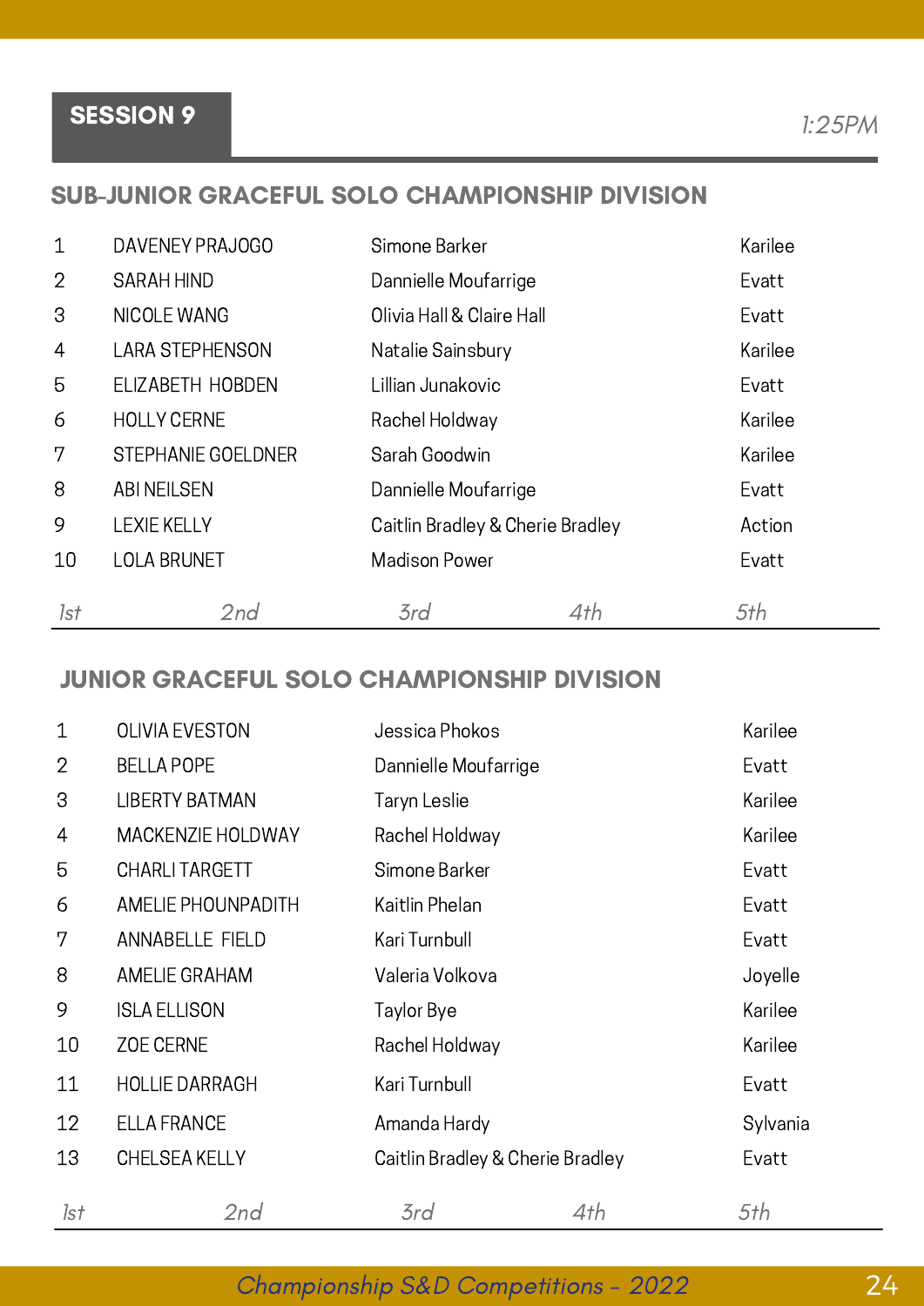## SESSION 9

*1:25PM*

### SUB-JUNIOR GRACEFUL SOLO CHAMPIONSHIP DIVISION

| | | | |
|---|---|---|---|
| 1 | DAVENEY PRAJOGO | Simone Barker | Karilee |
| 2 | SARAH HIND | Dannielle Moufarrige | Evatt |
| 3 | NICOLE WANG | Olivia Hall & Claire Hall | Evatt |
| 4 | LARA STEPHENSON | Natalie Sainsbury | Karilee |
| 5 | ELIZABETH HOBDEN | Lillian Junakovic | Evatt |
| 6 | HOLLY CERNE | Rachel Holdway | Karilee |
| 7 | STEPHANIE GOELDNER | Sarah Goodwin | Karilee |
| 8 | ABI NEILSEN | Dannielle Moufarrige | Evatt |
| 9 | LEXIE KELLY | Caitlin Bradley & Cherie Bradley | Action |
| 10 | LOLA BRUNET | Madison Power | Evatt |

*1st* *2nd* *3rd* *4th* *5th*

### JUNIOR GRACEFUL SOLO CHAMPIONSHIP DIVISION

| | | | |
|---|---|---|---|
| 1 | OLIVIA EVESTON | Jessica Phokos | Karilee |
| 2 | BELLA POPE | Dannielle Moufarrige | Evatt |
| 3 | LIBERTY BATMAN | Taryn Leslie | Karilee |
| 4 | MACKENZIE HOLDWAY | Rachel Holdway | Karilee |
| 5 | CHARLI TARGETT | Simone Barker | Evatt |
| 6 | AMELIE PHOUNPADITH | Kaitlin Phelan | Evatt |
| 7 | ANNABELLE FIELD | Kari Turnbull | Evatt |
| 8 | AMELIE GRAHAM | Valeria Volkova | Joyelle |
| 9 | ISLA ELLISON | Taylor Bye | Karilee |
| 10 | ZOE CERNE | Rachel Holdway | Karilee |
| 11 | HOLLIE DARRAGH | Kari Turnbull | Evatt |
| 12 | ELLA FRANCE | Amanda Hardy | Sylvania |
| 13 | CHELSEA KELLY | Caitlin Bradley & Cherie Bradley | Evatt |

*1st* *2nd* *3rd* *4th* *5th*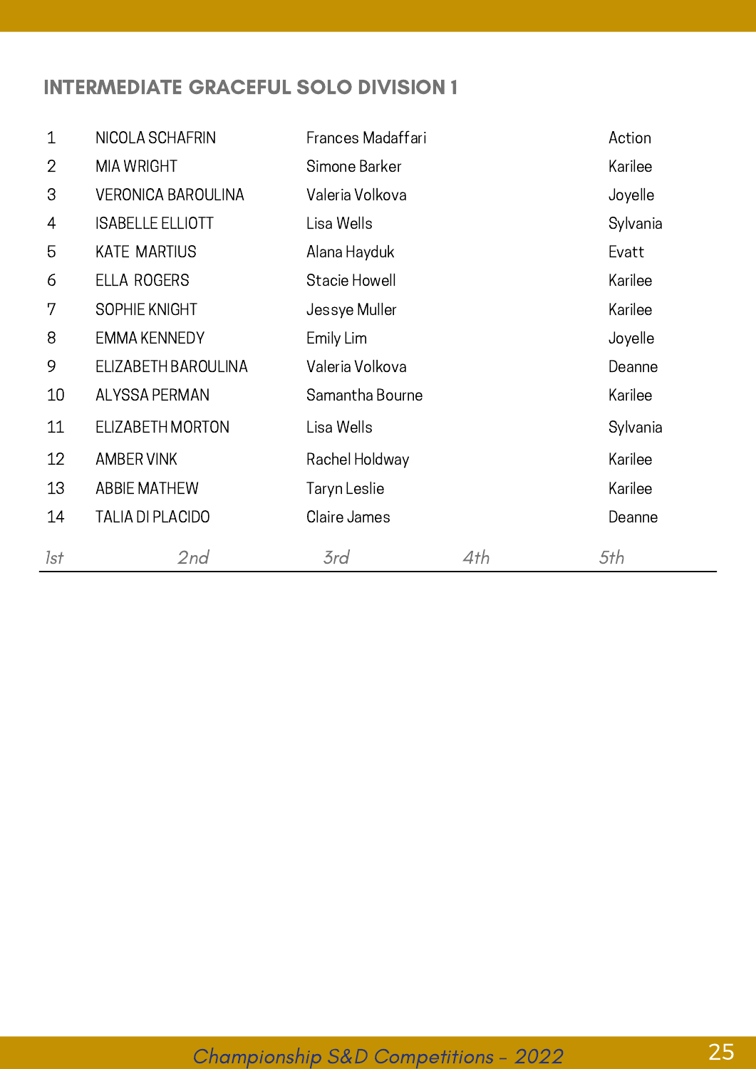## INTERMEDIATE GRACEFUL SOLO DIVISION 1

| | | | |
|---|---|---|---|
| 1 | NICOLA SCHAFRIN | Frances Madaffari | Action |
| 2 | MIA WRIGHT | Simone Barker | Karilee |
| 3 | VERONICA BAROULINA | Valeria Volkova | Joyelle |
| 4 | ISABELLE ELLIOTT | Lisa Wells | Sylvania |
| 5 | KATE MARTIUS | Alana Hayduk | Evatt |
| 6 | ELLA ROGERS | Stacie Howell | Karilee |
| 7 | SOPHIE KNIGHT | Jessye Muller | Karilee |
| 8 | EMMA KENNEDY | Emily Lim | Joyelle |
| 9 | ELIZABETH BAROULINA | Valeria Volkova | Deanne |
| 10 | ALYSSA PERMAN | Samantha Bourne | Karilee |
| 11 | ELIZABETH MORTON | Lisa Wells | Sylvania |
| 12 | AMBER VINK | Rachel Holdway | Karilee |
| 13 | ABBIE MATHEW | Taryn Leslie | Karilee |
| 14 | TALIA DI PLACIDO | Claire James | Deanne |

*1st* *2nd* *3rd* *4th* *5th*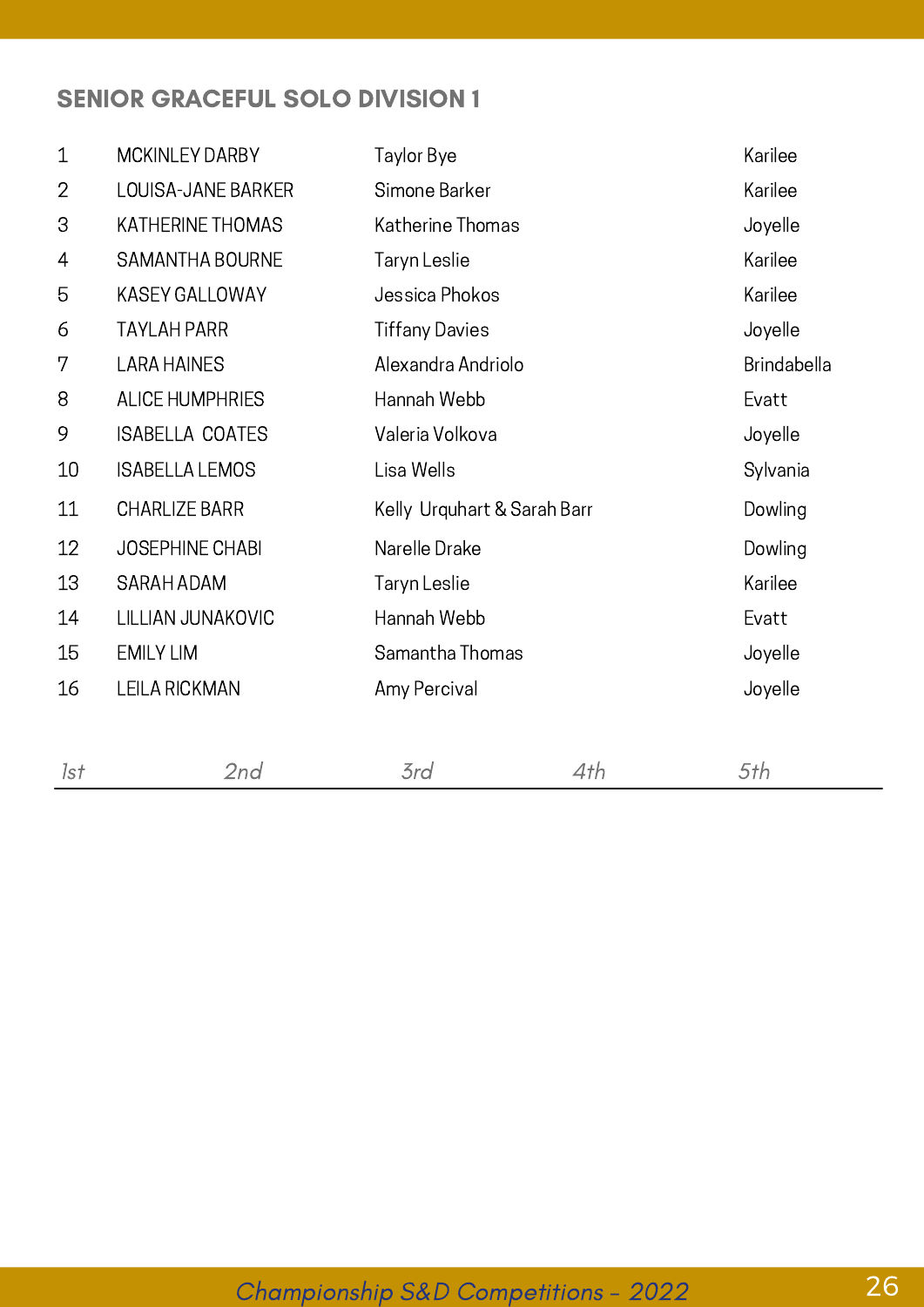## SENIOR GRACEFUL SOLO DIVISION 1

| | | | |
|---|---|---|---|
| 1 | MCKINLEY DARBY | Taylor Bye | Karilee |
| 2 | LOUISA-JANE BARKER | Simone Barker | Karilee |
| 3 | KATHERINE THOMAS | Katherine Thomas | Joyelle |
| 4 | SAMANTHA BOURNE | Taryn Leslie | Karilee |
| 5 | KASEY GALLOWAY | Jessica Phokos | Karilee |
| 6 | TAYLAH PARR | Tiffany Davies | Joyelle |
| 7 | LARA HAINES | Alexandra Andriolo | Brindabella |
| 8 | ALICE HUMPHRIES | Hannah Webb | Evatt |
| 9 | ISABELLA COATES | Valeria Volkova | Joyelle |
| 10 | ISABELLA LEMOS | Lisa Wells | Sylvania |
| 11 | CHARLIZE BARR | Kelly Urquhart & Sarah Barr | Dowling |
| 12 | JOSEPHINE CHABI | Narelle Drake | Dowling |
| 13 | SARAH ADAM | Taryn Leslie | Karilee |
| 14 | LILLIAN JUNAKOVIC | Hannah Webb | Evatt |
| 15 | EMILY LIM | Samantha Thomas | Joyelle |
| 16 | LEILA RICKMAN | Amy Percival | Joyelle |

| *1st* | *2nd* | *3rd* | *4th* | *5th* |
|---|---|---|---|---|
| | | | | |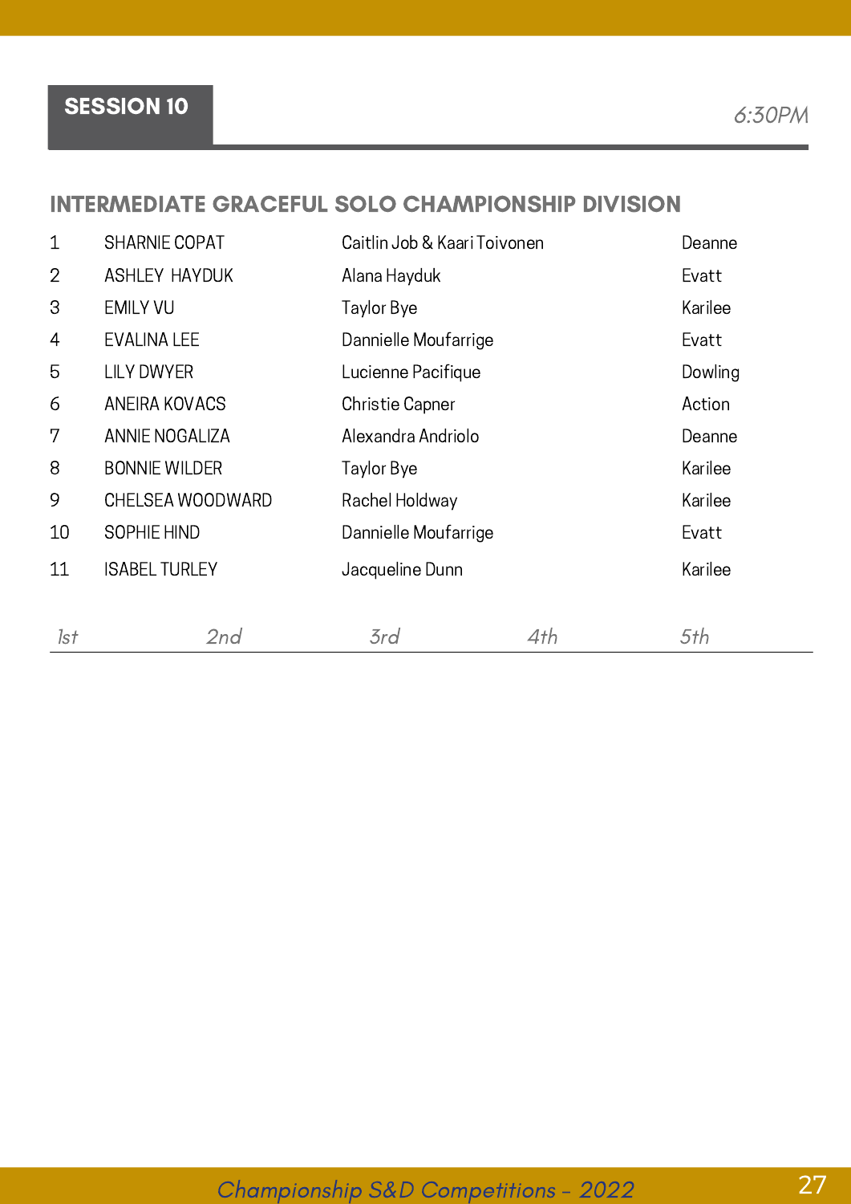## SESSION 10

*6:30PM*

### INTERMEDIATE GRACEFUL SOLO CHAMPIONSHIP DIVISION

| | | | |
|---|---|---|---|
| 1 | SHARNIE COPAT | Caitlin Job & Kaari Toivonen | Deanne |
| 2 | ASHLEY HAYDUK | Alana Hayduk | Evatt |
| 3 | EMILY VU | Taylor Bye | Karilee |
| 4 | EVALINA LEE | Dannielle Moufarrige | Evatt |
| 5 | LILY DWYER | Lucienne Pacifique | Dowling |
| 6 | ANEIRA KOVACS | Christie Capner | Action |
| 7 | ANNIE NOGALIZA | Alexandra Andriolo | Deanne |
| 8 | BONNIE WILDER | Taylor Bye | Karilee |
| 9 | CHELSEA WOODWARD | Rachel Holdway | Karilee |
| 10 | SOPHIE HIND | Dannielle Moufarrige | Evatt |
| 11 | ISABEL TURLEY | Jacqueline Dunn | Karilee |

| *1st* | *2nd* | *3rd* | *4th* | *5th* |
|---|---|---|---|---|
| | | | | |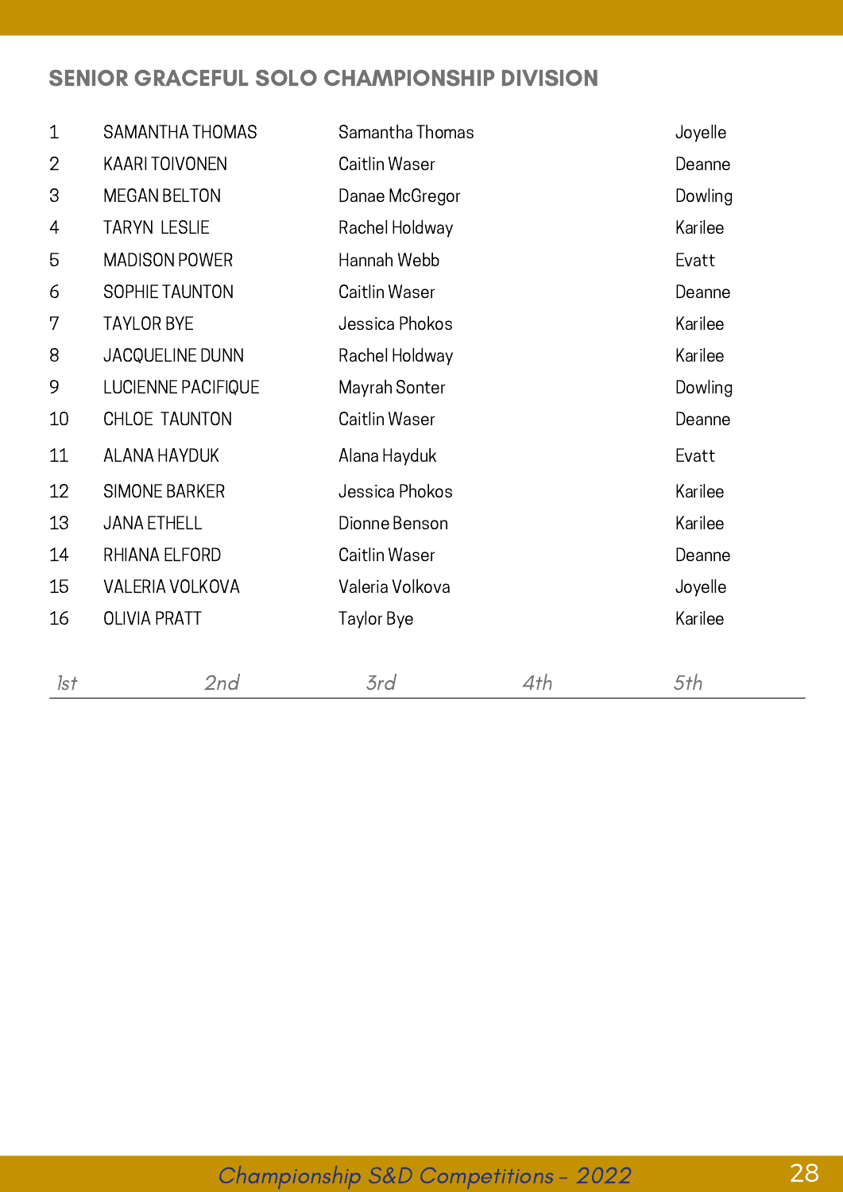## SENIOR GRACEFUL SOLO CHAMPIONSHIP DIVISION

| | | | |
|---|---|---|---|
| 1 | SAMANTHA THOMAS | Samantha Thomas | Joyelle |
| 2 | KAARI TOIVONEN | Caitlin Waser | Deanne |
| 3 | MEGAN BELTON | Danae McGregor | Dowling |
| 4 | TARYN LESLIE | Rachel Holdway | Karilee |
| 5 | MADISON POWER | Hannah Webb | Evatt |
| 6 | SOPHIE TAUNTON | Caitlin Waser | Deanne |
| 7 | TAYLOR BYE | Jessica Phokos | Karilee |
| 8 | JACQUELINE DUNN | Rachel Holdway | Karilee |
| 9 | LUCIENNE PACIFIQUE | Mayrah Sonter | Dowling |
| 10 | CHLOE TAUNTON | Caitlin Waser | Deanne |
| 11 | ALANA HAYDUK | Alana Hayduk | Evatt |
| 12 | SIMONE BARKER | Jessica Phokos | Karilee |
| 13 | JANA ETHELL | Dionne Benson | Karilee |
| 14 | RHIANA ELFORD | Caitlin Waser | Deanne |
| 15 | VALERIA VOLKOVA | Valeria Volkova | Joyelle |
| 16 | OLIVIA PRATT | Taylor Bye | Karilee |

| *1st* | *2nd* | *3rd* | *4th* | *5th* |
|---|---|---|---|---|
| | | | | |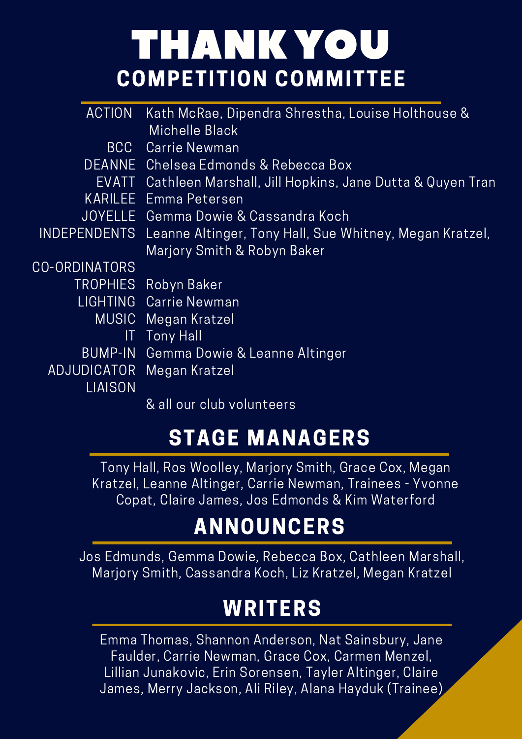# THANK YOU

## COMPETITION COMMITTEE

| | |
|---|---|
| ACTION | Kath McRae, Dipendra Shrestha, Louise Holthouse & Michelle Black |
| BCC | Carrie Newman |
| DEANNE | Chelsea Edmonds & Rebecca Box |
| EVATT | Cathleen Marshall, Jill Hopkins, Jane Dutta & Quyen Tran |
| KARILEE | Emma Petersen |
| JOYELLE | Gemma Dowie & Cassandra Koch |
| INDEPENDENTS | Leanne Altinger, Tony Hall, Sue Whitney, Megan Kratzel, Marjory Smith & Robyn Baker |
| CO-ORDINATORS | |
| TROPHIES | Robyn Baker |
| LIGHTING | Carrie Newman |
| MUSIC | Megan Kratzel |
| IT | Tony Hall |
| BUMP-IN | Gemma Dowie & Leanne Altinger |
| ADJUDICATOR LIAISON | Megan Kratzel |

& all our club volunteers

## STAGE MANAGERS

Tony Hall, Ros Woolley, Marjory Smith, Grace Cox, Megan Kratzel, Leanne Altinger, Carrie Newman, Trainees - Yvonne Copat, Claire James, Jos Edmonds & Kim Waterford

## ANNOUNCERS

Jos Edmunds, Gemma Dowie, Rebecca Box, Cathleen Marshall, Marjory Smith, Cassandra Koch, Liz Kratzel, Megan Kratzel

## WRITERS

Emma Thomas, Shannon Anderson, Nat Sainsbury, Jane Faulder, Carrie Newman, Grace Cox, Carmen Menzel, Lillian Junakovic, Erin Sorensen, Tayler Altinger, Claire James, Merry Jackson, Ali Riley, Alana Hayduk (Trainee)